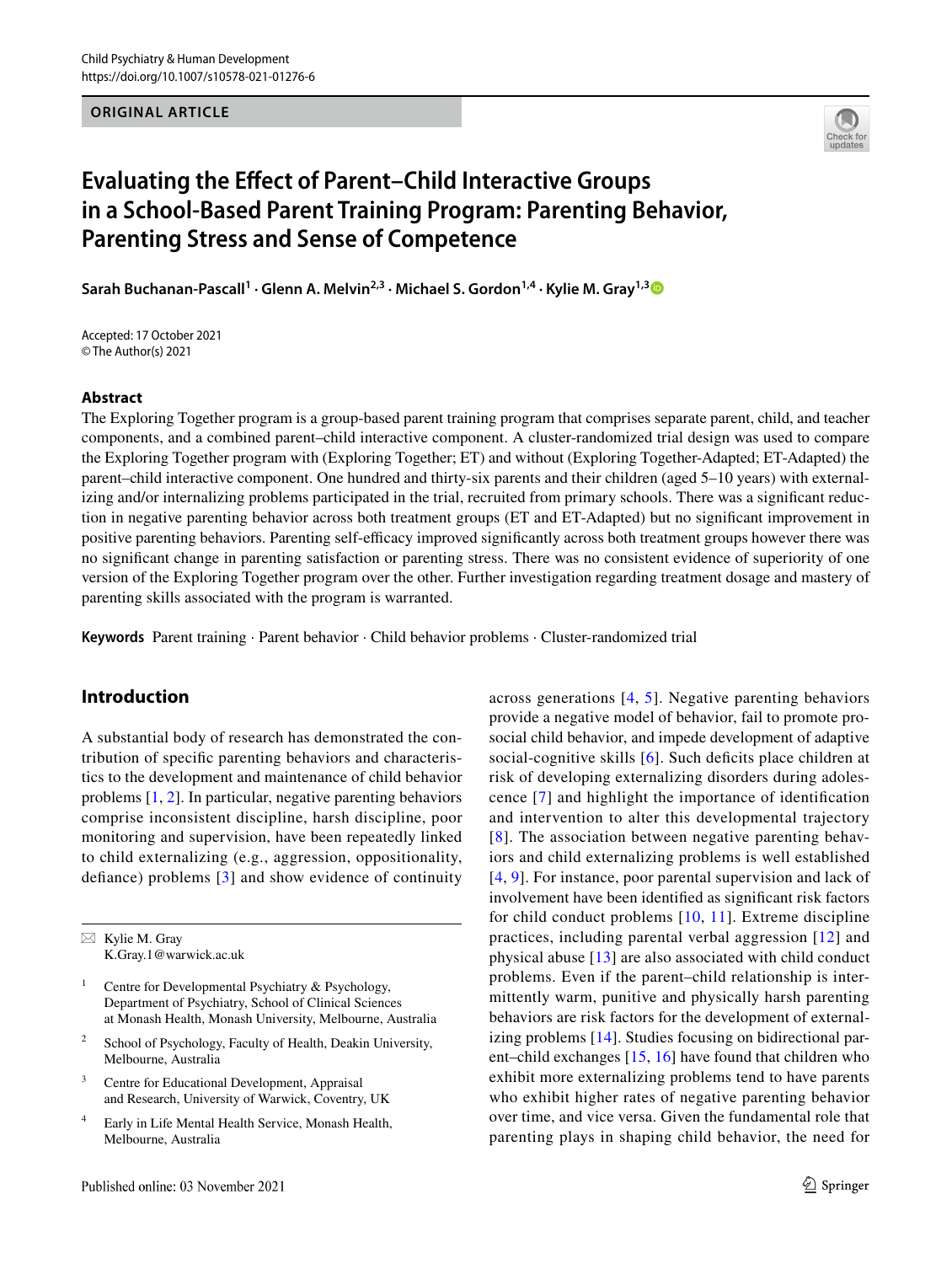ORIGINAL ARTICLE

# Evaluating the Effect of Parent–Child Interactive Groups in a School-Based Parent Training Program: Parenting Behavior, Parenting Stress and Sense of Competence

**Sarah Buchanan-Pascall[1] · Glenn A. Melvin[2,3] · Michael S. Gordon[1,4] · Kylie M. Gray[1,3]**

Accepted: 17 October 2021
© The Author(s) 2021

## Abstract

The Exploring Together program is a group-based parent training program that comprises separate parent, child, and teacher components, and a combined parent–child interactive component. A cluster-randomized trial design was used to compare the Exploring Together program with (Exploring Together; ET) and without (Exploring Together-Adapted; ET-Adapted) the parent–child interactive component. One hundred and thirty-six parents and their children (aged 5–10 years) with externalizing and/or internalizing problems participated in the trial, recruited from primary schools. There was a significant reduction in negative parenting behavior across both treatment groups (ET and ET-Adapted) but no significant improvement in positive parenting behaviors. Parenting self-efficacy improved significantly across both treatment groups however there was no significant change in parenting satisfaction or parenting stress. There was no consistent evidence of superiority of one version of the Exploring Together program over the other. Further investigation regarding treatment dosage and mastery of parenting skills associated with the program is warranted.

**Keywords** Parent training · Parent behavior · Child behavior problems · Cluster-randomized trial

## Introduction

A substantial body of research has demonstrated the contribution of specific parenting behaviors and characteristics to the development and maintenance of child behavior problems [1, 2]. In particular, negative parenting behaviors comprise inconsistent discipline, harsh discipline, poor monitoring and supervision, have been repeatedly linked to child externalizing (e.g., aggression, oppositionality, defiance) problems [3] and show evidence of continuity across generations [4, 5]. Negative parenting behaviors provide a negative model of behavior, fail to promote prosocial child behavior, and impede development of adaptive social-cognitive skills [6]. Such deficits place children at risk of developing externalizing disorders during adolescence [7] and highlight the importance of identification and intervention to alter this developmental trajectory [8]. The association between negative parenting behaviors and child externalizing problems is well established [4, 9]. For instance, poor parental supervision and lack of involvement have been identified as significant risk factors for child conduct problems [10, 11]. Extreme discipline practices, including parental verbal aggression [12] and physical abuse [13] are also associated with child conduct problems. Even if the parent–child relationship is intermittently warm, punitive and physically harsh parenting behaviors are risk factors for the development of externalizing problems [14]. Studies focusing on bidirectional parent–child exchanges [15, 16] have found that children who exhibit more externalizing problems tend to have parents who exhibit higher rates of negative parenting behavior over time, and vice versa. Given the fundamental role that parenting plays in shaping child behavior, the need for

---

✉ Kylie M. Gray
K.Gray.1@warwick.ac.uk

1 Centre for Developmental Psychiatry & Psychology, Department of Psychiatry, School of Clinical Sciences at Monash Health, Monash University, Melbourne, Australia

2 School of Psychology, Faculty of Health, Deakin University, Melbourne, Australia

3 Centre for Educational Development, Appraisal and Research, University of Warwick, Coventry, UK

4 Early in Life Mental Health Service, Monash Health, Melbourne, Australia

Published online: 03 November 2021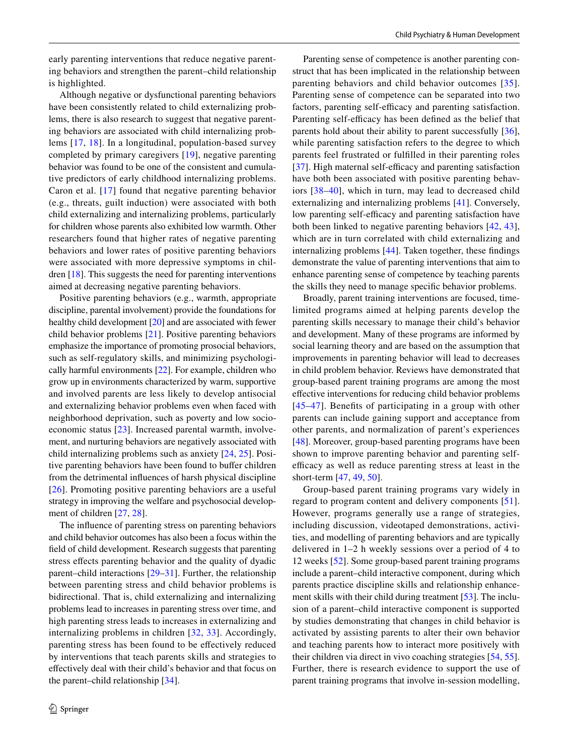early parenting interventions that reduce negative parenting behaviors and strengthen the parent–child relationship is highlighted.

Although negative or dysfunctional parenting behaviors have been consistently related to child externalizing problems, there is also research to suggest that negative parenting behaviors are associated with child internalizing problems [17, 18]. In a longitudinal, population-based survey completed by primary caregivers [19], negative parenting behavior was found to be one of the consistent and cumulative predictors of early childhood internalizing problems. Caron et al. [17] found that negative parenting behavior (e.g., threats, guilt induction) were associated with both child externalizing and internalizing problems, particularly for children whose parents also exhibited low warmth. Other researchers found that higher rates of negative parenting behaviors and lower rates of positive parenting behaviors were associated with more depressive symptoms in children [18]. This suggests the need for parenting interventions aimed at decreasing negative parenting behaviors.

Positive parenting behaviors (e.g., warmth, appropriate discipline, parental involvement) provide the foundations for healthy child development [20] and are associated with fewer child behavior problems [21]. Positive parenting behaviors emphasize the importance of promoting prosocial behaviors, such as self-regulatory skills, and minimizing psychologically harmful environments [22]. For example, children who grow up in environments characterized by warm, supportive and involved parents are less likely to develop antisocial and externalizing behavior problems even when faced with neighborhood deprivation, such as poverty and low socioeconomic status [23]. Increased parental warmth, involvement, and nurturing behaviors are negatively associated with child internalizing problems such as anxiety [24, 25]. Positive parenting behaviors have been found to buffer children from the detrimental influences of harsh physical discipline [26]. Promoting positive parenting behaviors are a useful strategy in improving the welfare and psychosocial development of children [27, 28].

The influence of parenting stress on parenting behaviors and child behavior outcomes has also been a focus within the field of child development. Research suggests that parenting stress effects parenting behavior and the quality of dyadic parent–child interactions [29–31]. Further, the relationship between parenting stress and child behavior problems is bidirectional. That is, child externalizing and internalizing problems lead to increases in parenting stress over time, and high parenting stress leads to increases in externalizing and internalizing problems in children [32, 33]. Accordingly, parenting stress has been found to be effectively reduced by interventions that teach parents skills and strategies to effectively deal with their child's behavior and that focus on the parent–child relationship [34].

Parenting sense of competence is another parenting construct that has been implicated in the relationship between parenting behaviors and child behavior outcomes [35]. Parenting sense of competence can be separated into two factors, parenting self-efficacy and parenting satisfaction. Parenting self-efficacy has been defined as the belief that parents hold about their ability to parent successfully [36], while parenting satisfaction refers to the degree to which parents feel frustrated or fulfilled in their parenting roles [37]. High maternal self-efficacy and parenting satisfaction have both been associated with positive parenting behaviors [38–40], which in turn, may lead to decreased child externalizing and internalizing problems [41]. Conversely, low parenting self-efficacy and parenting satisfaction have both been linked to negative parenting behaviors [42, 43], which are in turn correlated with child externalizing and internalizing problems [44]. Taken together, these findings demonstrate the value of parenting interventions that aim to enhance parenting sense of competence by teaching parents the skills they need to manage specific behavior problems.

Broadly, parent training interventions are focused, time-limited programs aimed at helping parents develop the parenting skills necessary to manage their child's behavior and development. Many of these programs are informed by social learning theory and are based on the assumption that improvements in parenting behavior will lead to decreases in child problem behavior. Reviews have demonstrated that group-based parent training programs are among the most effective interventions for reducing child behavior problems [45–47]. Benefits of participating in a group with other parents can include gaining support and acceptance from other parents, and normalization of parent's experiences [48]. Moreover, group-based parenting programs have been shown to improve parenting behavior and parenting self-efficacy as well as reduce parenting stress at least in the short-term [47, 49, 50].

Group-based parent training programs vary widely in regard to program content and delivery components [51]. However, programs generally use a range of strategies, including discussion, videotaped demonstrations, activities, and modelling of parenting behaviors and are typically delivered in 1–2 h weekly sessions over a period of 4 to 12 weeks [52]. Some group-based parent training programs include a parent–child interactive component, during which parents practice discipline skills and relationship enhancement skills with their child during treatment [53]. The inclusion of a parent–child interactive component is supported by studies demonstrating that changes in child behavior is activated by assisting parents to alter their own behavior and teaching parents how to interact more positively with their children via direct in vivo coaching strategies [54, 55]. Further, there is research evidence to support the use of parent training programs that involve in-session modelling,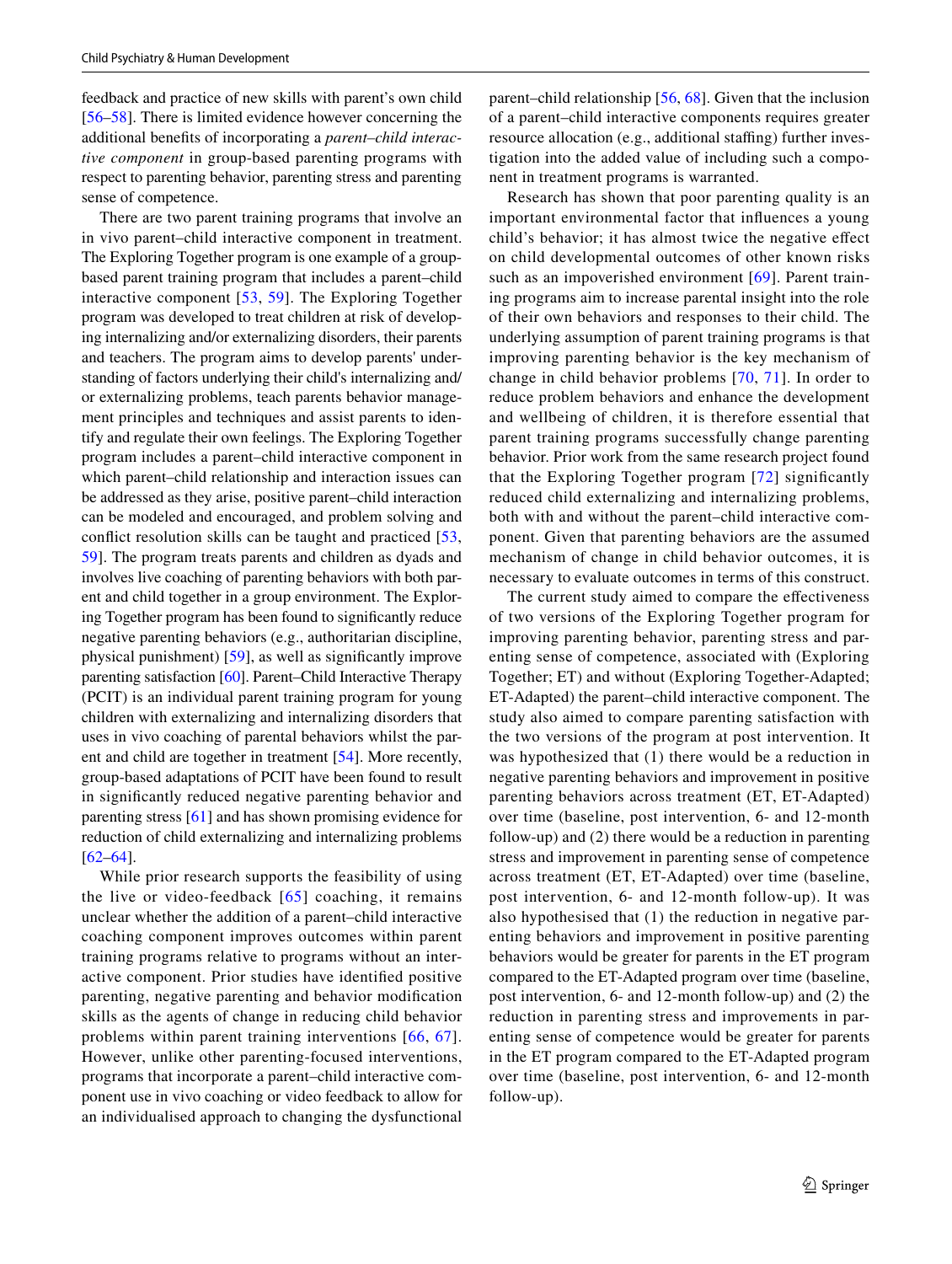feedback and practice of new skills with parent's own child [56–58]. There is limited evidence however concerning the additional benefits of incorporating a *parent–child interactive component* in group-based parenting programs with respect to parenting behavior, parenting stress and parenting sense of competence.

There are two parent training programs that involve an in vivo parent–child interactive component in treatment. The Exploring Together program is one example of a group-based parent training program that includes a parent–child interactive component [53, 59]. The Exploring Together program was developed to treat children at risk of developing internalizing and/or externalizing disorders, their parents and teachers. The program aims to develop parents' understanding of factors underlying their child's internalizing and/or externalizing problems, teach parents behavior management principles and techniques and assist parents to identify and regulate their own feelings. The Exploring Together program includes a parent–child interactive component in which parent–child relationship and interaction issues can be addressed as they arise, positive parent–child interaction can be modeled and encouraged, and problem solving and conflict resolution skills can be taught and practiced [53, 59]. The program treats parents and children as dyads and involves live coaching of parenting behaviors with both parent and child together in a group environment. The Exploring Together program has been found to significantly reduce negative parenting behaviors (e.g., authoritarian discipline, physical punishment) [59], as well as significantly improve parenting satisfaction [60]. Parent–Child Interactive Therapy (PCIT) is an individual parent training program for young children with externalizing and internalizing disorders that uses in vivo coaching of parental behaviors whilst the parent and child are together in treatment [54]. More recently, group-based adaptations of PCIT have been found to result in significantly reduced negative parenting behavior and parenting stress [61] and has shown promising evidence for reduction of child externalizing and internalizing problems [62–64].

While prior research supports the feasibility of using the live or video-feedback [65] coaching, it remains unclear whether the addition of a parent–child interactive coaching component improves outcomes within parent training programs relative to programs without an interactive component. Prior studies have identified positive parenting, negative parenting and behavior modification skills as the agents of change in reducing child behavior problems within parent training interventions [66, 67]. However, unlike other parenting-focused interventions, programs that incorporate a parent–child interactive component use in vivo coaching or video feedback to allow for an individualised approach to changing the dysfunctional parent–child relationship [56, 68]. Given that the inclusion of a parent–child interactive components requires greater resource allocation (e.g., additional staffing) further investigation into the added value of including such a component in treatment programs is warranted.

Research has shown that poor parenting quality is an important environmental factor that influences a young child's behavior; it has almost twice the negative effect on child developmental outcomes of other known risks such as an impoverished environment [69]. Parent training programs aim to increase parental insight into the role of their own behaviors and responses to their child. The underlying assumption of parent training programs is that improving parenting behavior is the key mechanism of change in child behavior problems [70, 71]. In order to reduce problem behaviors and enhance the development and wellbeing of children, it is therefore essential that parent training programs successfully change parenting behavior. Prior work from the same research project found that the Exploring Together program [72] significantly reduced child externalizing and internalizing problems, both with and without the parent–child interactive component. Given that parenting behaviors are the assumed mechanism of change in child behavior outcomes, it is necessary to evaluate outcomes in terms of this construct.

The current study aimed to compare the effectiveness of two versions of the Exploring Together program for improving parenting behavior, parenting stress and parenting sense of competence, associated with (Exploring Together; ET) and without (Exploring Together-Adapted; ET-Adapted) the parent–child interactive component. The study also aimed to compare parenting satisfaction with the two versions of the program at post intervention. It was hypothesized that (1) there would be a reduction in negative parenting behaviors and improvement in positive parenting behaviors across treatment (ET, ET-Adapted) over time (baseline, post intervention, 6- and 12-month follow-up) and (2) there would be a reduction in parenting stress and improvement in parenting sense of competence across treatment (ET, ET-Adapted) over time (baseline, post intervention, 6- and 12-month follow-up). It was also hypothesised that (1) the reduction in negative parenting behaviors and improvement in positive parenting behaviors would be greater for parents in the ET program compared to the ET-Adapted program over time (baseline, post intervention, 6- and 12-month follow-up) and (2) the reduction in parenting stress and improvements in parenting sense of competence would be greater for parents in the ET program compared to the ET-Adapted program over time (baseline, post intervention, 6- and 12-month follow-up).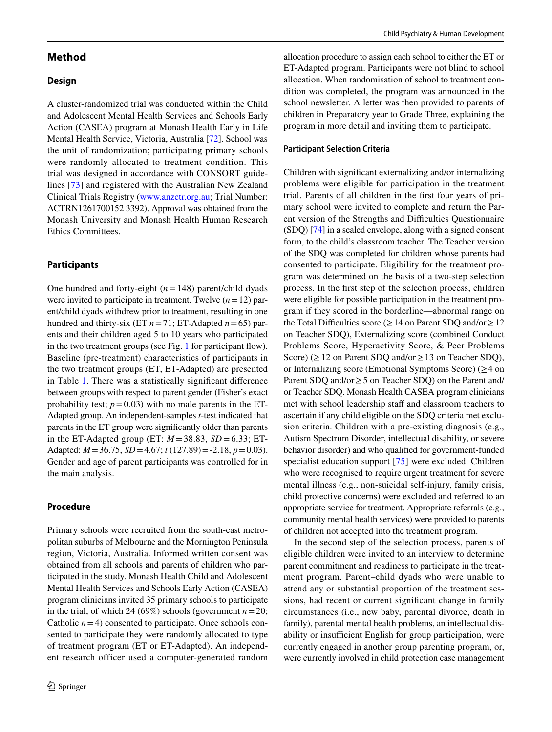## Method

### Design

A cluster-randomized trial was conducted within the Child and Adolescent Mental Health Services and Schools Early Action (CASEA) program at Monash Health Early in Life Mental Health Service, Victoria, Australia [72]. School was the unit of randomization; participating primary schools were randomly allocated to treatment condition. This trial was designed in accordance with CONSORT guidelines [73] and registered with the Australian New Zealand Clinical Trials Registry (www.anzctr.org.au; Trial Number: ACTRN1261700152 3392). Approval was obtained from the Monash University and Monash Health Human Research Ethics Committees.

### Participants

One hundred and forty-eight ($n = 148$) parent/child dyads were invited to participate in treatment. Twelve ($n = 12$) parent/child dyads withdrew prior to treatment, resulting in one hundred and thirty-six (ET $n = 71$; ET-Adapted $n = 65$) parents and their children aged 5 to 10 years who participated in the two treatment groups (see Fig. 1 for participant flow). Baseline (pre-treatment) characteristics of participants in the two treatment groups (ET, ET-Adapted) are presented in Table 1. There was a statistically significant difference between groups with respect to parent gender (Fisher's exact probability test; $p = 0.03$) with no male parents in the ET-Adapted group. An independent-samples *t*-test indicated that parents in the ET group were significantly older than parents in the ET-Adapted group (ET: $M = 38.83$, $SD = 6.33$; ET-Adapted: $M = 36.75$, $SD = 4.67$; $t\,(127.89) = -2.18$, $p = 0.03$). Gender and age of parent participants was controlled for in the main analysis.

### Procedure

Primary schools were recruited from the south-east metropolitan suburbs of Melbourne and the Mornington Peninsula region, Victoria, Australia. Informed written consent was obtained from all schools and parents of children who participated in the study. Monash Health Child and Adolescent Mental Health Services and Schools Early Action (CASEA) program clinicians invited 35 primary schools to participate in the trial, of which 24 (69%) schools (government $n = 20$; Catholic $n = 4$) consented to participate. Once schools consented to participate they were randomly allocated to type of treatment program (ET or ET-Adapted). An independent research officer used a computer-generated random allocation procedure to assign each school to either the ET or ET-Adapted program. Participants were not blind to school allocation. When randomisation of school to treatment condition was completed, the program was announced in the school newsletter. A letter was then provided to parents of children in Preparatory year to Grade Three, explaining the program in more detail and inviting them to participate.

#### Participant Selection Criteria

Children with significant externalizing and/or internalizing problems were eligible for participation in the treatment trial. Parents of all children in the first four years of primary school were invited to complete and return the Parent version of the Strengths and Difficulties Questionnaire (SDQ) [74] in a sealed envelope, along with a signed consent form, to the child's classroom teacher. The Teacher version of the SDQ was completed for children whose parents had consented to participate. Eligibility for the treatment program was determined on the basis of a two-step selection process. In the first step of the selection process, children were eligible for possible participation in the treatment program if they scored in the borderline—abnormal range on the Total Difficulties score ($\geq 14$ on Parent SDQ and/or $\geq 12$ on Teacher SDQ), Externalizing score (combined Conduct Problems Score, Hyperactivity Score, & Peer Problems Score) ($\geq 12$ on Parent SDQ and/or $\geq 13$ on Teacher SDQ), or Internalizing score (Emotional Symptoms Score) ($\geq 4$ on Parent SDQ and/or $\geq 5$ on Teacher SDQ) on the Parent and/or Teacher SDQ. Monash Health CASEA program clinicians met with school leadership staff and classroom teachers to ascertain if any child eligible on the SDQ criteria met exclusion criteria. Children with a pre-existing diagnosis (e.g., Autism Spectrum Disorder, intellectual disability, or severe behavior disorder) and who qualified for government-funded specialist education support [75] were excluded. Children who were recognised to require urgent treatment for severe mental illness (e.g., non-suicidal self-injury, family crisis, child protective concerns) were excluded and referred to an appropriate service for treatment. Appropriate referrals (e.g., community mental health services) were provided to parents of children not accepted into the treatment program.

In the second step of the selection process, parents of eligible children were invited to an interview to determine parent commitment and readiness to participate in the treatment program. Parent–child dyads who were unable to attend any or substantial proportion of the treatment sessions, had recent or current significant change in family circumstances (i.e., new baby, parental divorce, death in family), parental mental health problems, an intellectual disability or insufficient English for group participation, were currently engaged in another group parenting program, or, were currently involved in child protection case management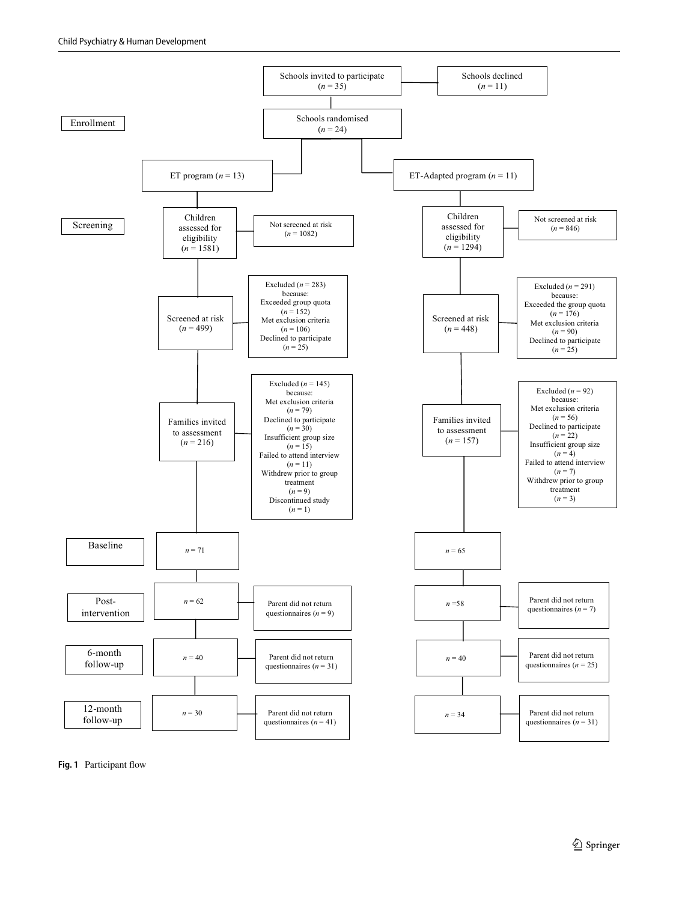Schools invited to participate ($n = 35$)

Schools declined ($n = 11$)

**Enrollment**

Schools randomised ($n = 24$)

ET program ($n = 13$)

ET-Adapted program ($n = 11$)

**Screening**

| ET program | | ET-Adapted program | |
|---|---|---|---|
| Children assessed for eligibility ($n = 1581$) | Not screened at risk ($n = 1082$) | Children assessed for eligibility ($n = 1294$) | Not screened at risk ($n = 846$) |
| Screened at risk ($n = 499$) | Excluded ($n = 283$) because: Exceeded group quota ($n = 152$); Met exclusion criteria ($n = 106$); Declined to participate ($n = 25$) | Screened at risk ($n = 448$) | Excluded ($n = 291$) because: Exceeded the group quota ($n = 176$); Met exclusion criteria ($n = 90$); Declined to participate ($n = 25$) |
| Families invited to assessment ($n = 216$) | Excluded ($n = 145$) because: Met exclusion criteria ($n = 79$); Declined to participate ($n = 30$); Insufficient group size ($n = 15$); Failed to attend interview ($n = 11$); Withdrew prior to group treatment ($n = 9$); Discontinued study ($n = 1$) | Families invited to assessment ($n = 157$) | Excluded ($n = 92$) because: Met exclusion criteria ($n = 56$); Declined to participate ($n = 22$); Insufficient group size ($n = 4$); Failed to attend interview ($n = 7$); Withdrew prior to group treatment ($n = 3$) |
| **Baseline**: $n = 71$ | | **Baseline**: $n = 65$ | |
| **Post-intervention**: $n = 62$ | Parent did not return questionnaires ($n = 9$) | **Post-intervention**: $n = 58$ | Parent did not return questionnaires ($n = 7$) |
| **6-month follow-up**: $n = 40$ | Parent did not return questionnaires ($n = 31$) | **6-month follow-up**: $n = 40$ | Parent did not return questionnaires ($n = 25$) |
| **12-month follow-up**: $n = 30$ | Parent did not return questionnaires ($n = 41$) | **12-month follow-up**: $n = 34$ | Parent did not return questionnaires ($n = 31$) |

**Fig. 1** Participant flow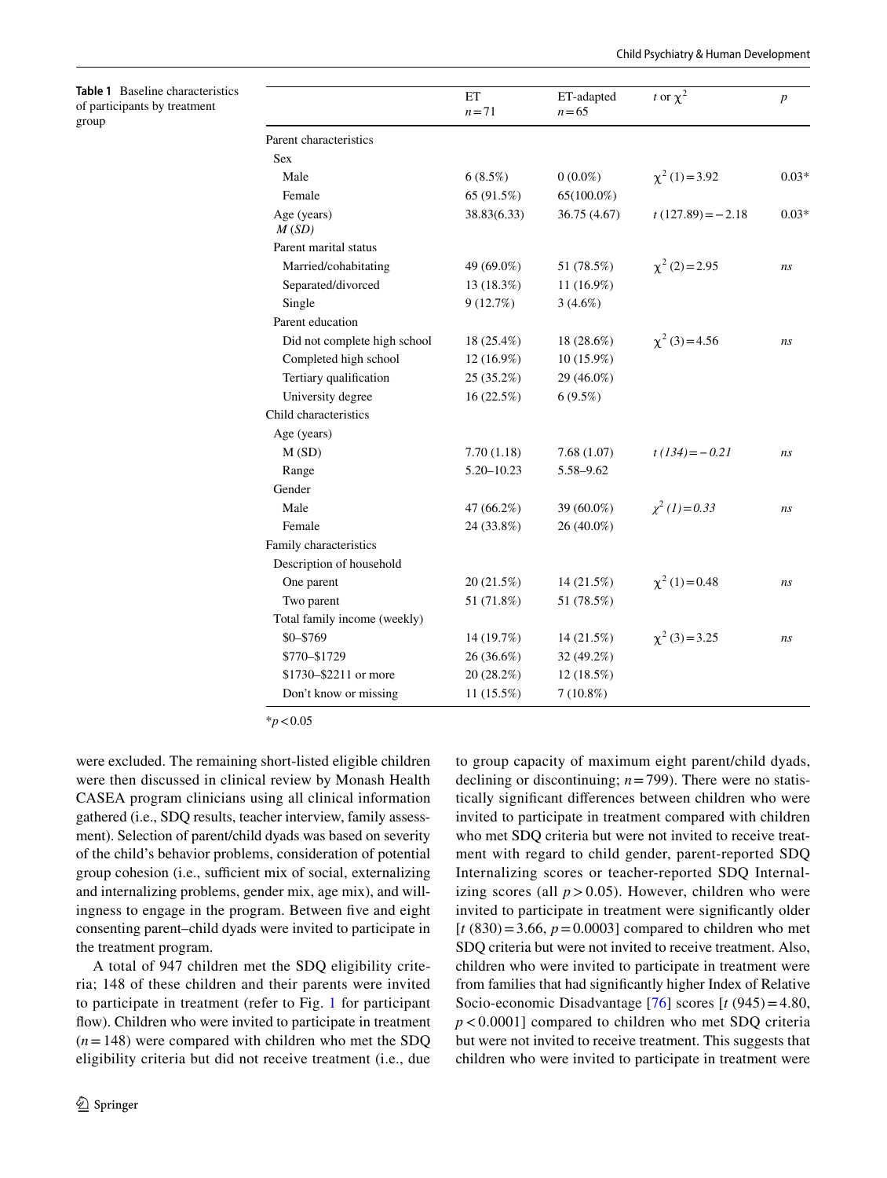**Table 1** Baseline characteristics of participants by treatment group

| | ET $n=71$ | ET-adapted $n=65$ | $t$ or $\chi^2$ | $p$ |
|---|---|---|---|---|
| Parent characteristics | | | | |
| Sex | | | | |
| Male | 6 (8.5%) | 0 (0.0%) | $\chi^2$ (1) = 3.92 | 0.03* |
| Female | 65 (91.5%) | 65(100.0%) | | |
| Age (years) *M (SD)* | 38.83(6.33) | 36.75 (4.67) | $t$ (127.89) = −2.18 | 0.03* |
| Parent marital status | | | | |
| Married/cohabitating | 49 (69.0%) | 51 (78.5%) | $\chi^2$ (2) = 2.95 | *ns* |
| Separated/divorced | 13 (18.3%) | 11 (16.9%) | | |
| Single | 9 (12.7%) | 3 (4.6%) | | |
| Parent education | | | | |
| Did not complete high school | 18 (25.4%) | 18 (28.6%) | $\chi^2$ (3) = 4.56 | *ns* |
| Completed high school | 12 (16.9%) | 10 (15.9%) | | |
| Tertiary qualification | 25 (35.2%) | 29 (46.0%) | | |
| University degree | 16 (22.5%) | 6 (9.5%) | | |
| Child characteristics | | | | |
| Age (years) | | | | |
| M (SD) | 7.70 (1.18) | 7.68 (1.07) | *t (134) = −0.21* | *ns* |
| Range | 5.20–10.23 | 5.58–9.62 | | |
| Gender | | | | |
| Male | 47 (66.2%) | 39 (60.0%) | *$\chi^2$ (1) = 0.33* | *ns* |
| Female | 24 (33.8%) | 26 (40.0%) | | |
| Family characteristics | | | | |
| Description of household | | | | |
| One parent | 20 (21.5%) | 14 (21.5%) | $\chi^2$ (1) = 0.48 | *ns* |
| Two parent | 51 (71.8%) | 51 (78.5%) | | |
| Total family income (weekly) | | | | |
| $0–$769 | 14 (19.7%) | 14 (21.5%) | $\chi^2$ (3) = 3.25 | *ns* |
| $770–$1729 | 26 (36.6%) | 32 (49.2%) | | |
| $1730–$2211 or more | 20 (28.2%) | 12 (18.5%) | | |
| Don't know or missing | 11 (15.5%) | 7 (10.8%) | | |

*$p < 0.05$

were excluded. The remaining short-listed eligible children were then discussed in clinical review by Monash Health CASEA program clinicians using all clinical information gathered (i.e., SDQ results, teacher interview, family assessment). Selection of parent/child dyads was based on severity of the child's behavior problems, consideration of potential group cohesion (i.e., sufficient mix of social, externalizing and internalizing problems, gender mix, age mix), and willingness to engage in the program. Between five and eight consenting parent–child dyads were invited to participate in the treatment program.

A total of 947 children met the SDQ eligibility criteria; 148 of these children and their parents were invited to participate in treatment (refer to Fig. 1 for participant flow). Children who were invited to participate in treatment ($n = 148$) were compared with children who met the SDQ eligibility criteria but did not receive treatment (i.e., due to group capacity of maximum eight parent/child dyads, declining or discontinuing; $n = 799$). There were no statistically significant differences between children who were invited to participate in treatment compared with children who met SDQ criteria but were not invited to receive treatment with regard to child gender, parent-reported SDQ Internalizing scores or teacher-reported SDQ Internalizing scores (all $p > 0.05$). However, children who were invited to participate in treatment were significantly older [$t$ (830) = 3.66, $p = 0.0003$] compared to children who met SDQ criteria but were not invited to receive treatment. Also, children who were invited to participate in treatment were from families that had significantly higher Index of Relative Socio-economic Disadvantage [76] scores [$t$ (945) = 4.80, $p < 0.0001$] compared to children who met SDQ criteria but were not invited to receive treatment. This suggests that children who were invited to participate in treatment were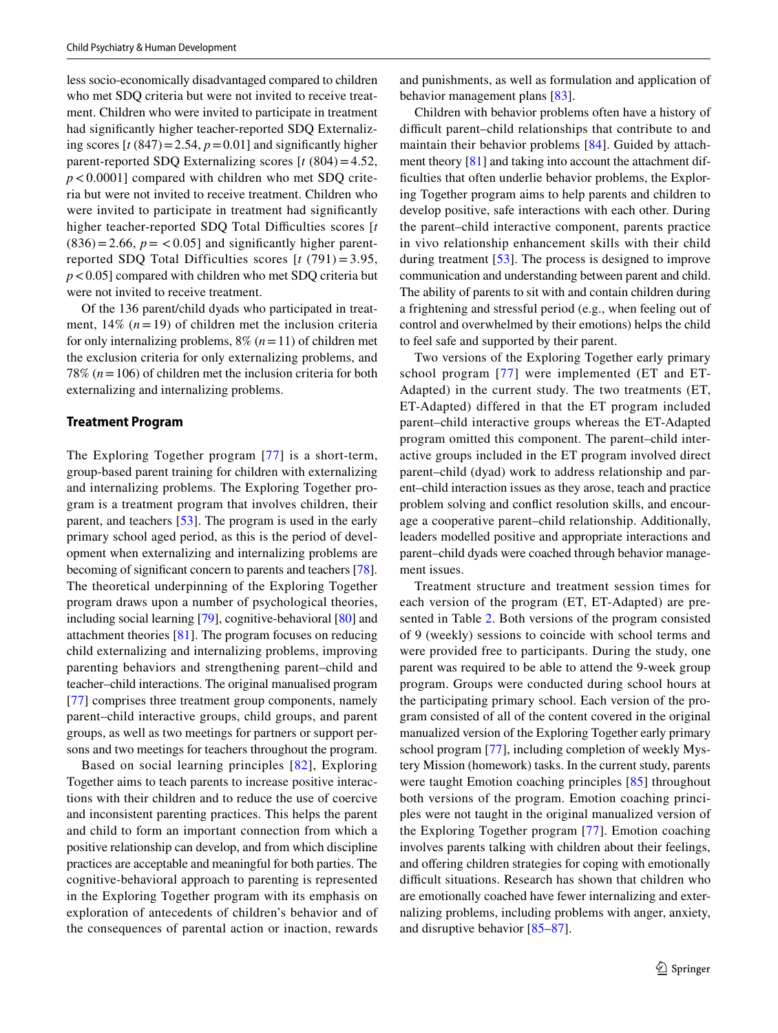less socio-economically disadvantaged compared to children who met SDQ criteria but were not invited to receive treatment. Children who were invited to participate in treatment had significantly higher teacher-reported SDQ Externalizing scores [$t$ (847) = 2.54, $p$ = 0.01] and significantly higher parent-reported SDQ Externalizing scores [$t$ (804) = 4.52, $p$ < 0.0001] compared with children who met SDQ criteria but were not invited to receive treatment. Children who were invited to participate in treatment had significantly higher teacher-reported SDQ Total Difficulties scores [$t$ (836) = 2.66, $p$ = < 0.05] and significantly higher parent-reported SDQ Total Difficulties scores [$t$ (791) = 3.95, $p$ < 0.05] compared with children who met SDQ criteria but were not invited to receive treatment.

Of the 136 parent/child dyads who participated in treatment, 14% ($n$ = 19) of children met the inclusion criteria for only internalizing problems, 8% ($n$ = 11) of children met the exclusion criteria for only externalizing problems, and 78% ($n$ = 106) of children met the inclusion criteria for both externalizing and internalizing problems.

### Treatment Program

The Exploring Together program [77] is a short-term, group-based parent training for children with externalizing and internalizing problems. The Exploring Together program is a treatment program that involves children, their parent, and teachers [53]. The program is used in the early primary school aged period, as this is the period of development when externalizing and internalizing problems are becoming of significant concern to parents and teachers [78]. The theoretical underpinning of the Exploring Together program draws upon a number of psychological theories, including social learning [79], cognitive-behavioral [80] and attachment theories [81]. The program focuses on reducing child externalizing and internalizing problems, improving parenting behaviors and strengthening parent–child and teacher–child interactions. The original manualised program [77] comprises three treatment group components, namely parent–child interactive groups, child groups, and parent groups, as well as two meetings for partners or support persons and two meetings for teachers throughout the program.

Based on social learning principles [82], Exploring Together aims to teach parents to increase positive interactions with their children and to reduce the use of coercive and inconsistent parenting practices. This helps the parent and child to form an important connection from which a positive relationship can develop, and from which discipline practices are acceptable and meaningful for both parties. The cognitive-behavioral approach to parenting is represented in the Exploring Together program with its emphasis on exploration of antecedents of children's behavior and of the consequences of parental action or inaction, rewards and punishments, as well as formulation and application of behavior management plans [83].

Children with behavior problems often have a history of difficult parent–child relationships that contribute to and maintain their behavior problems [84]. Guided by attachment theory [81] and taking into account the attachment difficulties that often underlie behavior problems, the Exploring Together program aims to help parents and children to develop positive, safe interactions with each other. During the parent–child interactive component, parents practice in vivo relationship enhancement skills with their child during treatment [53]. The process is designed to improve communication and understanding between parent and child. The ability of parents to sit with and contain children during a frightening and stressful period (e.g., when feeling out of control and overwhelmed by their emotions) helps the child to feel safe and supported by their parent.

Two versions of the Exploring Together early primary school program [77] were implemented (ET and ET-Adapted) in the current study. The two treatments (ET, ET-Adapted) differed in that the ET program included parent–child interactive groups whereas the ET-Adapted program omitted this component. The parent–child interactive groups included in the ET program involved direct parent–child (dyad) work to address relationship and parent–child interaction issues as they arose, teach and practice problem solving and conflict resolution skills, and encourage a cooperative parent–child relationship. Additionally, leaders modelled positive and appropriate interactions and parent–child dyads were coached through behavior management issues.

Treatment structure and treatment session times for each version of the program (ET, ET-Adapted) are presented in Table 2. Both versions of the program consisted of 9 (weekly) sessions to coincide with school terms and were provided free to participants. During the study, one parent was required to be able to attend the 9-week group program. Groups were conducted during school hours at the participating primary school. Each version of the program consisted of all of the content covered in the original manualized version of the Exploring Together early primary school program [77], including completion of weekly Mystery Mission (homework) tasks. In the current study, parents were taught Emotion coaching principles [85] throughout both versions of the program. Emotion coaching principles were not taught in the original manualized version of the Exploring Together program [77]. Emotion coaching involves parents talking with children about their feelings, and offering children strategies for coping with emotionally difficult situations. Research has shown that children who are emotionally coached have fewer internalizing and externalizing problems, including problems with anger, anxiety, and disruptive behavior [85–87].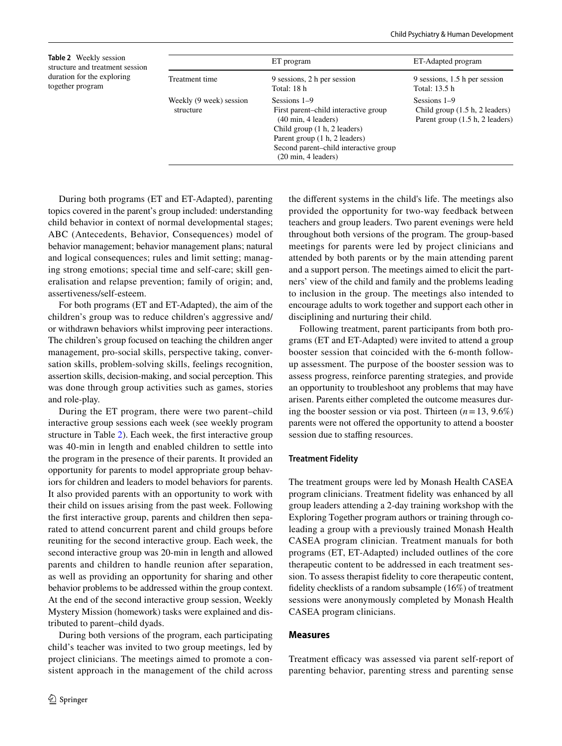**Table 2** Weekly session structure and treatment session duration for the exploring together program

| | ET program | ET-Adapted program |
|---|---|---|
| Treatment time | 9 sessions, 2 h per session<br>Total: 18 h | 9 sessions, 1.5 h per session<br>Total: 13.5 h |
| Weekly (9 week) session structure | Sessions 1–9<br>First parent–child interactive group (40 min, 4 leaders)<br>Child group (1 h, 2 leaders)<br>Parent group (1 h, 2 leaders)<br>Second parent–child interactive group (20 min, 4 leaders) | Sessions 1–9<br>Child group (1.5 h, 2 leaders)<br>Parent group (1.5 h, 2 leaders) |

During both programs (ET and ET-Adapted), parenting topics covered in the parent's group included: understanding child behavior in context of normal developmental stages; ABC (Antecedents, Behavior, Consequences) model of behavior management; behavior management plans; natural and logical consequences; rules and limit setting; managing strong emotions; special time and self-care; skill generalisation and relapse prevention; family of origin; and, assertiveness/self-esteem.

For both programs (ET and ET-Adapted), the aim of the children's group was to reduce children's aggressive and/or withdrawn behaviors whilst improving peer interactions. The children's group focused on teaching the children anger management, pro-social skills, perspective taking, conversation skills, problem-solving skills, feelings recognition, assertion skills, decision-making, and social perception. This was done through group activities such as games, stories and role-play.

During the ET program, there were two parent–child interactive group sessions each week (see weekly program structure in Table 2). Each week, the first interactive group was 40-min in length and enabled children to settle into the program in the presence of their parents. It provided an opportunity for parents to model appropriate group behaviors for children and leaders to model behaviors for parents. It also provided parents with an opportunity to work with their child on issues arising from the past week. Following the first interactive group, parents and children then separated to attend concurrent parent and child groups before reuniting for the second interactive group. Each week, the second interactive group was 20-min in length and allowed parents and children to handle reunion after separation, as well as providing an opportunity for sharing and other behavior problems to be addressed within the group context. At the end of the second interactive group session, Weekly Mystery Mission (homework) tasks were explained and distributed to parent–child dyads.

During both versions of the program, each participating child's teacher was invited to two group meetings, led by project clinicians. The meetings aimed to promote a consistent approach in the management of the child across the different systems in the child's life. The meetings also provided the opportunity for two-way feedback between teachers and group leaders. Two parent evenings were held throughout both versions of the program. The group-based meetings for parents were led by project clinicians and attended by both parents or by the main attending parent and a support person. The meetings aimed to elicit the partners' view of the child and family and the problems leading to inclusion in the group. The meetings also intended to encourage adults to work together and support each other in disciplining and nurturing their child.

Following treatment, parent participants from both programs (ET and ET-Adapted) were invited to attend a group booster session that coincided with the 6-month follow-up assessment. The purpose of the booster session was to assess progress, reinforce parenting strategies, and provide an opportunity to troubleshoot any problems that may have arisen. Parents either completed the outcome measures during the booster session or via post. Thirteen ($n = 13$, 9.6%) parents were not offered the opportunity to attend a booster session due to staffing resources.

### Treatment Fidelity

The treatment groups were led by Monash Health CASEA program clinicians. Treatment fidelity was enhanced by all group leaders attending a 2-day training workshop with the Exploring Together program authors or training through co-leading a group with a previously trained Monash Health CASEA program clinician. Treatment manuals for both programs (ET, ET-Adapted) included outlines of the core therapeutic content to be addressed in each treatment session. To assess therapist fidelity to core therapeutic content, fidelity checklists of a random subsample (16%) of treatment sessions were anonymously completed by Monash Health CASEA program clinicians.

## Measures

Treatment efficacy was assessed via parent self-report of parenting behavior, parenting stress and parenting sense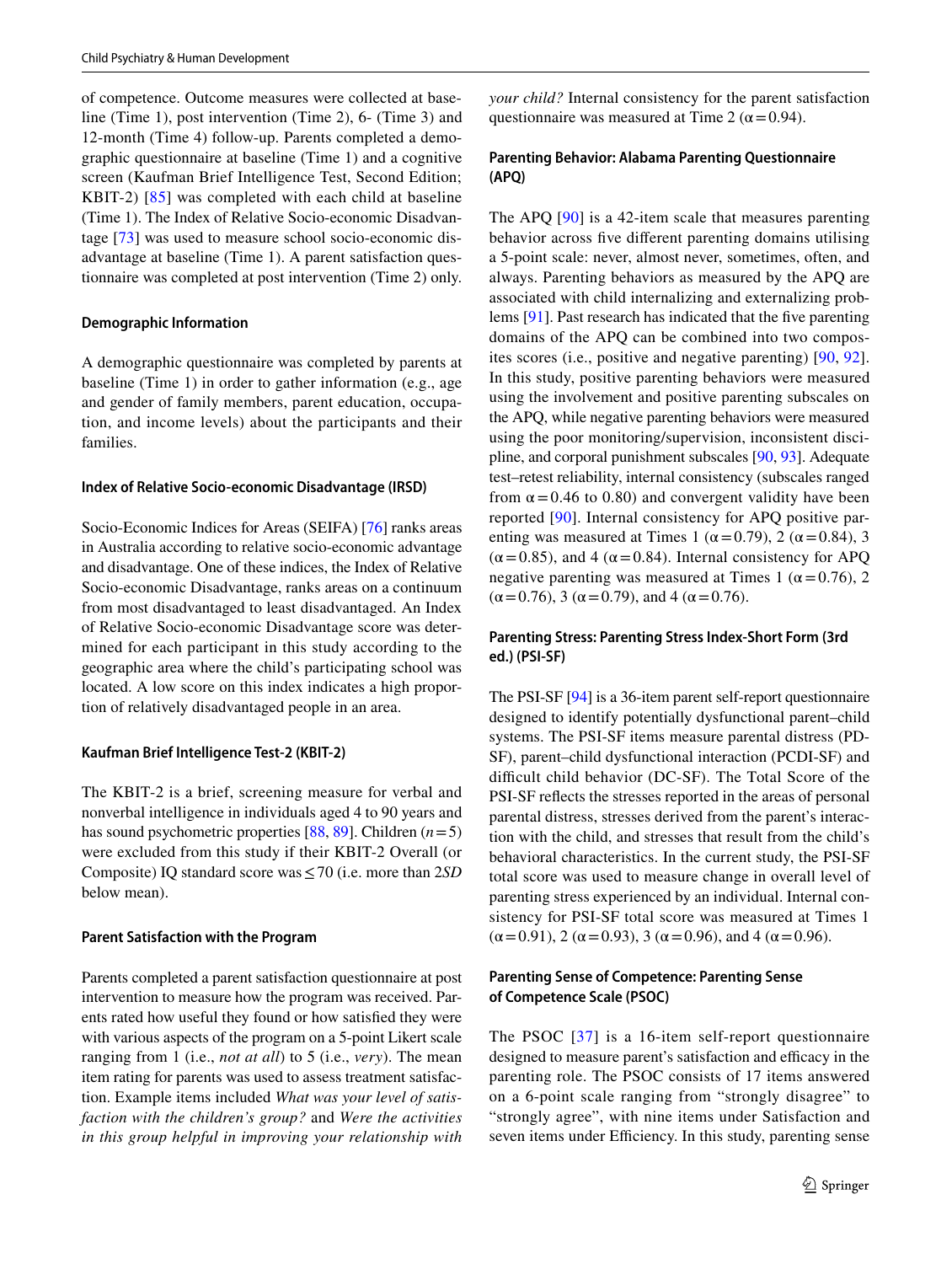of competence. Outcome measures were collected at baseline (Time 1), post intervention (Time 2), 6- (Time 3) and 12-month (Time 4) follow-up. Parents completed a demographic questionnaire at baseline (Time 1) and a cognitive screen (Kaufman Brief Intelligence Test, Second Edition; KBIT-2) [85] was completed with each child at baseline (Time 1). The Index of Relative Socio-economic Disadvantage [73] was used to measure school socio-economic disadvantage at baseline (Time 1). A parent satisfaction questionnaire was completed at post intervention (Time 2) only.

### Demographic Information

A demographic questionnaire was completed by parents at baseline (Time 1) in order to gather information (e.g., age and gender of family members, parent education, occupation, and income levels) about the participants and their families.

### Index of Relative Socio-economic Disadvantage (IRSD)

Socio-Economic Indices for Areas (SEIFA) [76] ranks areas in Australia according to relative socio-economic advantage and disadvantage. One of these indices, the Index of Relative Socio-economic Disadvantage, ranks areas on a continuum from most disadvantaged to least disadvantaged. An Index of Relative Socio-economic Disadvantage score was determined for each participant in this study according to the geographic area where the child's participating school was located. A low score on this index indicates a high proportion of relatively disadvantaged people in an area.

### Kaufman Brief Intelligence Test-2 (KBIT-2)

The KBIT-2 is a brief, screening measure for verbal and nonverbal intelligence in individuals aged 4 to 90 years and has sound psychometric properties [88, 89]. Children ($n=5$) were excluded from this study if their KBIT-2 Overall (or Composite) IQ standard score was ≤ 70 (i.e. more than 2*SD* below mean).

### Parent Satisfaction with the Program

Parents completed a parent satisfaction questionnaire at post intervention to measure how the program was received. Parents rated how useful they found or how satisfied they were with various aspects of the program on a 5-point Likert scale ranging from 1 (i.e., *not at all*) to 5 (i.e., *very*). The mean item rating for parents was used to assess treatment satisfaction. Example items included *What was your level of satisfaction with the children's group?* and *Were the activities in this group helpful in improving your relationship with your child?* Internal consistency for the parent satisfaction questionnaire was measured at Time 2 ($\alpha=0.94$).

### Parenting Behavior: Alabama Parenting Questionnaire (APQ)

The APQ [90] is a 42-item scale that measures parenting behavior across five different parenting domains utilising a 5-point scale: never, almost never, sometimes, often, and always. Parenting behaviors as measured by the APQ are associated with child internalizing and externalizing problems [91]. Past research has indicated that the five parenting domains of the APQ can be combined into two composites scores (i.e., positive and negative parenting) [90, 92]. In this study, positive parenting behaviors were measured using the involvement and positive parenting subscales on the APQ, while negative parenting behaviors were measured using the poor monitoring/supervision, inconsistent discipline, and corporal punishment subscales [90, 93]. Adequate test–retest reliability, internal consistency (subscales ranged from $\alpha=0.46$ to 0.80) and convergent validity have been reported [90]. Internal consistency for APQ positive parenting was measured at Times 1 ($\alpha=0.79$), 2 ($\alpha=0.84$), 3 ($\alpha=0.85$), and 4 ($\alpha=0.84$). Internal consistency for APQ negative parenting was measured at Times 1 ($\alpha=0.76$), 2 ($\alpha=0.76$), 3 ($\alpha=0.79$), and 4 ($\alpha=0.76$).

### Parenting Stress: Parenting Stress Index-Short Form (3rd ed.) (PSI-SF)

The PSI-SF [94] is a 36-item parent self-report questionnaire designed to identify potentially dysfunctional parent–child systems. The PSI-SF items measure parental distress (PD-SF), parent–child dysfunctional interaction (PCDI-SF) and difficult child behavior (DC-SF). The Total Score of the PSI-SF reflects the stresses reported in the areas of personal parental distress, stresses derived from the parent's interaction with the child, and stresses that result from the child's behavioral characteristics. In the current study, the PSI-SF total score was used to measure change in overall level of parenting stress experienced by an individual. Internal consistency for PSI-SF total score was measured at Times 1 ($\alpha=0.91$), 2 ($\alpha=0.93$), 3 ($\alpha=0.96$), and 4 ($\alpha=0.96$).

### Parenting Sense of Competence: Parenting Sense of Competence Scale (PSOC)

The PSOC [37] is a 16-item self-report questionnaire designed to measure parent's satisfaction and efficacy in the parenting role. The PSOC consists of 17 items answered on a 6-point scale ranging from "strongly disagree" to "strongly agree", with nine items under Satisfaction and seven items under Efficiency. In this study, parenting sense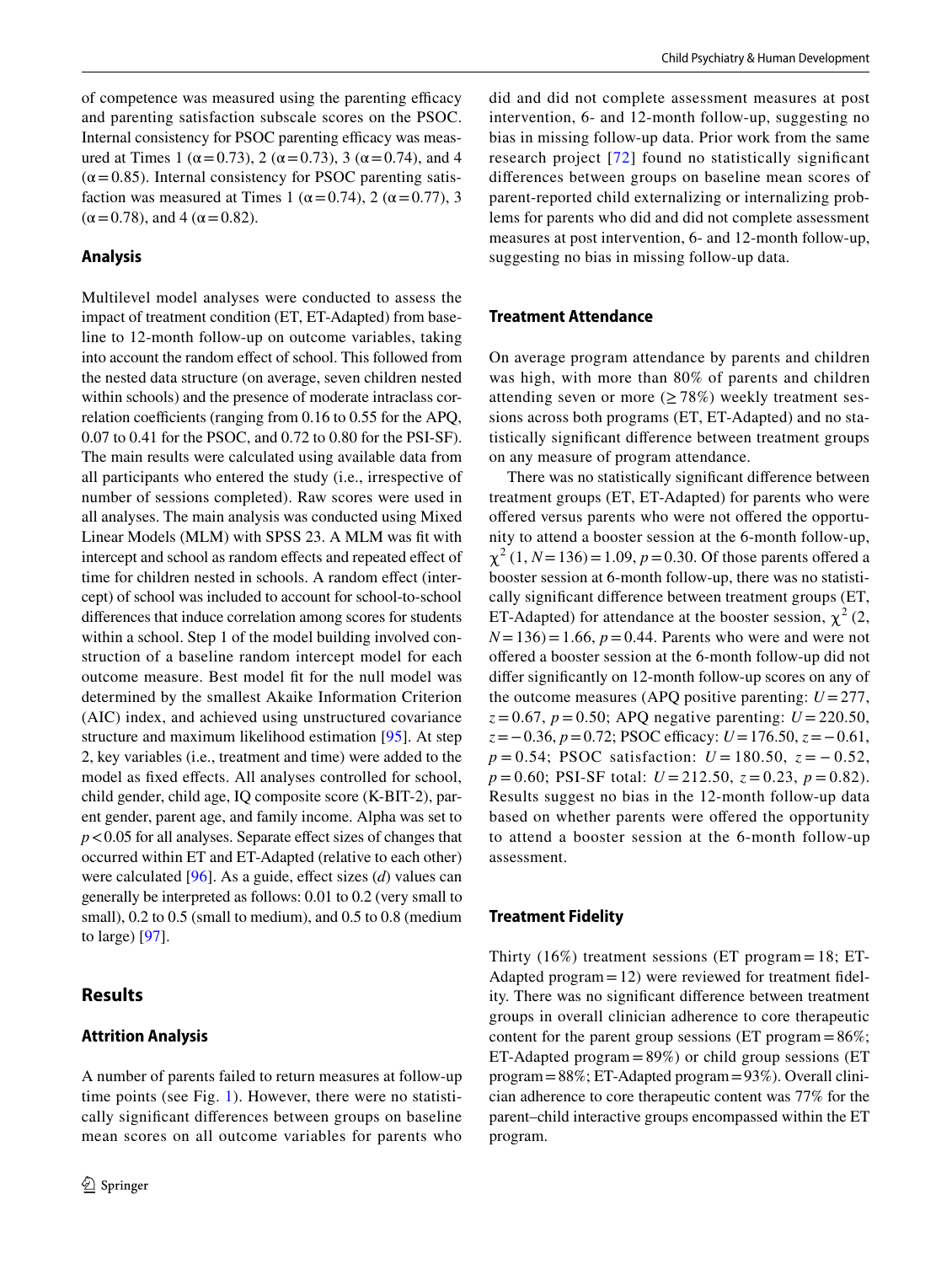of competence was measured using the parenting efficacy and parenting satisfaction subscale scores on the PSOC. Internal consistency for PSOC parenting efficacy was measured at Times 1 ($\alpha = 0.73$), 2 ($\alpha = 0.73$), 3 ($\alpha = 0.74$), and 4 ($\alpha = 0.85$). Internal consistency for PSOC parenting satisfaction was measured at Times 1 ($\alpha = 0.74$), 2 ($\alpha = 0.77$), 3 ($\alpha = 0.78$), and 4 ($\alpha = 0.82$).

### Analysis

Multilevel model analyses were conducted to assess the impact of treatment condition (ET, ET-Adapted) from baseline to 12-month follow-up on outcome variables, taking into account the random effect of school. This followed from the nested data structure (on average, seven children nested within schools) and the presence of moderate intraclass correlation coefficients (ranging from 0.16 to 0.55 for the APQ, 0.07 to 0.41 for the PSOC, and 0.72 to 0.80 for the PSI-SF). The main results were calculated using available data from all participants who entered the study (i.e., irrespective of number of sessions completed). Raw scores were used in all analyses. The main analysis was conducted using Mixed Linear Models (MLM) with SPSS 23. A MLM was fit with intercept and school as random effects and repeated effect of time for children nested in schools. A random effect (intercept) of school was included to account for school-to-school differences that induce correlation among scores for students within a school. Step 1 of the model building involved construction of a baseline random intercept model for each outcome measure. Best model fit for the null model was determined by the smallest Akaike Information Criterion (AIC) index, and achieved using unstructured covariance structure and maximum likelihood estimation [95]. At step 2, key variables (i.e., treatment and time) were added to the model as fixed effects. All analyses controlled for school, child gender, child age, IQ composite score (K-BIT-2), parent gender, parent age, and family income. Alpha was set to $p < 0.05$ for all analyses. Separate effect sizes of changes that occurred within ET and ET-Adapted (relative to each other) were calculated [96]. As a guide, effect sizes ($d$) values can generally be interpreted as follows: 0.01 to 0.2 (very small to small), 0.2 to 0.5 (small to medium), and 0.5 to 0.8 (medium to large) [97].

## Results

### Attrition Analysis

A number of parents failed to return measures at follow-up time points (see Fig. 1). However, there were no statistically significant differences between groups on baseline mean scores on all outcome variables for parents who did and did not complete assessment measures at post intervention, 6- and 12-month follow-up, suggesting no bias in missing follow-up data. Prior work from the same research project [72] found no statistically significant differences between groups on baseline mean scores of parent-reported child externalizing or internalizing problems for parents who did and did not complete assessment measures at post intervention, 6- and 12-month follow-up, suggesting no bias in missing follow-up data.

### Treatment Attendance

On average program attendance by parents and children was high, with more than 80% of parents and children attending seven or more ($\geq 78\%$) weekly treatment sessions across both programs (ET, ET-Adapted) and no statistically significant difference between treatment groups on any measure of program attendance.

There was no statistically significant difference between treatment groups (ET, ET-Adapted) for parents who were offered versus parents who were not offered the opportunity to attend a booster session at the 6-month follow-up, $\chi^2$ (1, $N = 136$) = 1.09, $p = 0.30$. Of those parents offered a booster session at 6-month follow-up, there was no statistically significant difference between treatment groups (ET, ET-Adapted) for attendance at the booster session, $\chi^2$ (2, $N = 136$) = 1.66, $p = 0.44$. Parents who were and were not offered a booster session at the 6-month follow-up did not differ significantly on 12-month follow-up scores on any of the outcome measures (APQ positive parenting: $U = 277$, $z = 0.67$, $p = 0.50$; APQ negative parenting: $U = 220.50$, $z = -0.36$, $p = 0.72$; PSOC efficacy: $U = 176.50$, $z = -0.61$, $p = 0.54$; PSOC satisfaction: $U = 180.50$, $z = -0.52$, $p = 0.60$; PSI-SF total: $U = 212.50$, $z = 0.23$, $p = 0.82$). Results suggest no bias in the 12-month follow-up data based on whether parents were offered the opportunity to attend a booster session at the 6-month follow-up assessment.

### Treatment Fidelity

Thirty (16%) treatment sessions (ET program = 18; ET-Adapted program = 12) were reviewed for treatment fidelity. There was no significant difference between treatment groups in overall clinician adherence to core therapeutic content for the parent group sessions (ET program = 86%; ET-Adapted program = 89%) or child group sessions (ET program = 88%; ET-Adapted program = 93%). Overall clinician adherence to core therapeutic content was 77% for the parent–child interactive groups encompassed within the ET program.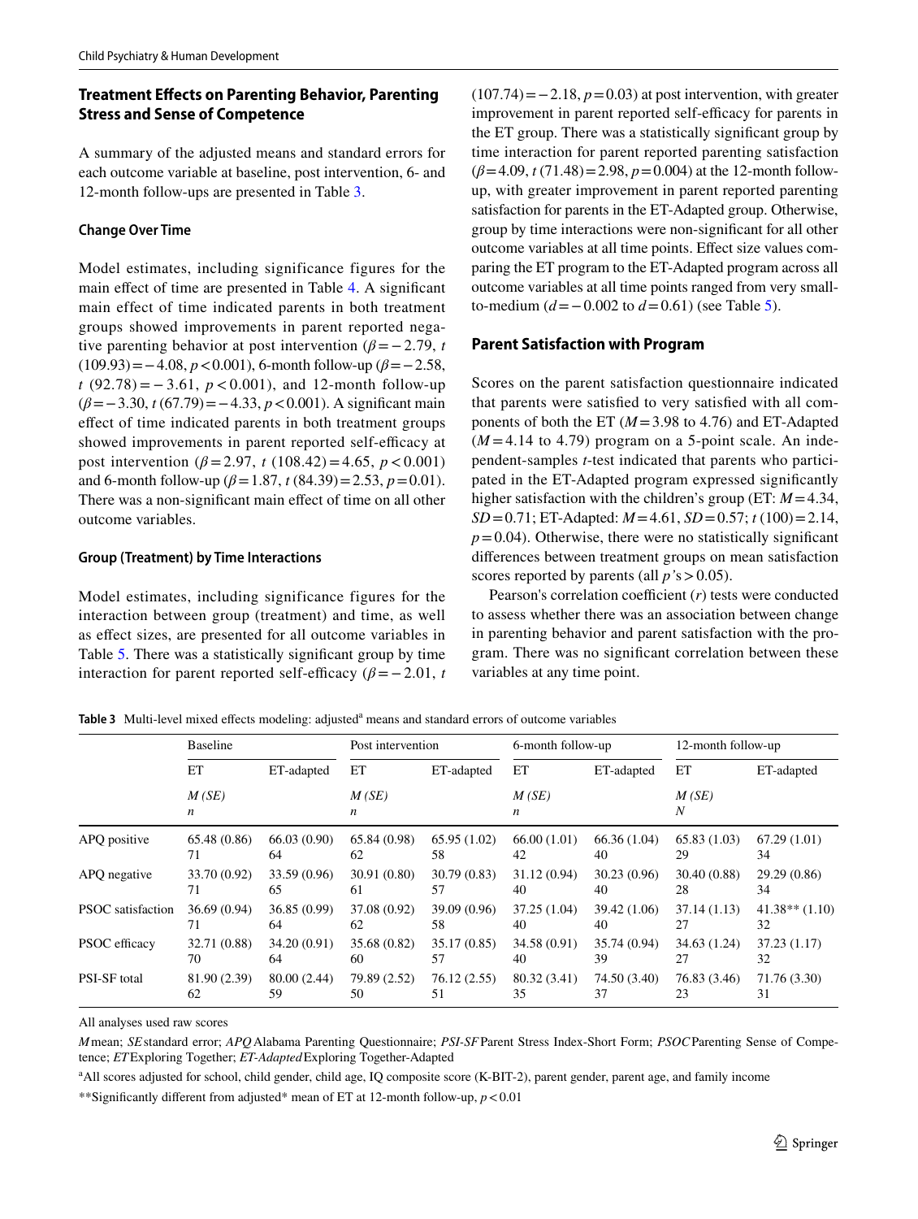### Treatment Effects on Parenting Behavior, Parenting Stress and Sense of Competence

A summary of the adjusted means and standard errors for each outcome variable at baseline, post intervention, 6- and 12-month follow-ups are presented in Table 3.

#### Change Over Time

Model estimates, including significance figures for the main effect of time are presented in Table 4. A significant main effect of time indicated parents in both treatment groups showed improvements in parent reported negative parenting behavior at post intervention ($\beta = -2.79$, $t(109.93) = -4.08$, $p < 0.001$), 6-month follow-up ($\beta = -2.58$, $t(92.78) = -3.61$, $p < 0.001$), and 12-month follow-up ($\beta = -3.30$, $t(67.79) = -4.33$, $p < 0.001$). A significant main effect of time indicated parents in both treatment groups showed improvements in parent reported self-efficacy at post intervention ($\beta = 2.97$, $t(108.42) = 4.65$, $p < 0.001$) and 6-month follow-up ($\beta = 1.87$, $t(84.39) = 2.53$, $p = 0.01$). There was a non-significant main effect of time on all other outcome variables.

#### Group (Treatment) by Time Interactions

Model estimates, including significance figures for the interaction between group (treatment) and time, as well as effect sizes, are presented for all outcome variables in Table 5. There was a statistically significant group by time interaction for parent reported self-efficacy ($\beta = -2.01$, $t(107.74) = -2.18$, $p = 0.03$) at post intervention, with greater improvement in parent reported self-efficacy for parents in the ET group. There was a statistically significant group by time interaction for parent reported parenting satisfaction ($\beta = 4.09$, $t(71.48) = 2.98$, $p = 0.004$) at the 12-month follow-up, with greater improvement in parent reported parenting satisfaction for parents in the ET-Adapted group. Otherwise, group by time interactions were non-significant for all other outcome variables at all time points. Effect size values comparing the ET program to the ET-Adapted program across all outcome variables at all time points ranged from very small-to-medium ($d = -0.002$ to $d = 0.61$) (see Table 5).

### Parent Satisfaction with Program

Scores on the parent satisfaction questionnaire indicated that parents were satisfied to very satisfied with all components of both the ET ($M = 3.98$ to $4.76$) and ET-Adapted ($M = 4.14$ to $4.79$) program on a 5-point scale. An independent-samples *t*-test indicated that parents who participated in the ET-Adapted program expressed significantly higher satisfaction with the children's group (ET: $M = 4.34$, $SD = 0.71$; ET-Adapted: $M = 4.61$, $SD = 0.57$; $t(100) = 2.14$, $p = 0.04$). Otherwise, there were no statistically significant differences between treatment groups on mean satisfaction scores reported by parents (all $p$'s $> 0.05$).

Pearson's correlation coefficient ($r$) tests were conducted to assess whether there was an association between change in parenting behavior and parent satisfaction with the program. There was no significant correlation between these variables at any time point.

**Table 3** Multi-level mixed effects modeling: adjusted[a] means and standard errors of outcome variables

| | Baseline | | Post intervention | | 6-month follow-up | | 12-month follow-up | |
|---|---|---|---|---|---|---|---|---|
| | ET | ET-adapted | ET | ET-adapted | ET | ET-adapted | ET | ET-adapted |
| | *M* (*SE*) *n* | | *M* (*SE*) *n* | | *M* (*SE*) *n* | | *M* (*SE*) *N* | |
| APQ positive | 65.48 (0.86) 71 | 66.03 (0.90) 64 | 65.84 (0.98) 62 | 65.95 (1.02) 58 | 66.00 (1.01) 42 | 66.36 (1.04) 40 | 65.83 (1.03) 29 | 67.29 (1.01) 34 |
| APQ negative | 33.70 (0.92) 71 | 33.59 (0.96) 65 | 30.91 (0.80) 61 | 30.79 (0.83) 57 | 31.12 (0.94) 40 | 30.23 (0.96) 40 | 30.40 (0.88) 28 | 29.29 (0.86) 34 |
| PSOC satisfaction | 36.69 (0.94) 71 | 36.85 (0.99) 64 | 37.08 (0.92) 62 | 39.09 (0.96) 58 | 37.25 (1.04) 40 | 39.42 (1.06) 40 | 37.14 (1.13) 27 | 41.38** (1.10) 32 |
| PSOC efficacy | 32.71 (0.88) 70 | 34.20 (0.91) 64 | 35.68 (0.82) 60 | 35.17 (0.85) 57 | 34.58 (0.91) 40 | 35.74 (0.94) 39 | 34.63 (1.24) 27 | 37.23 (1.17) 32 |
| PSI-SF total | 81.90 (2.39) 62 | 80.00 (2.44) 59 | 79.89 (2.52) 50 | 76.12 (2.55) 51 | 80.32 (3.41) 35 | 74.50 (3.40) 37 | 76.83 (3.46) 23 | 71.76 (3.30) 31 |

All analyses used raw scores

*M* mean; *SE* standard error; *APQ* Alabama Parenting Questionnaire; *PSI-SF* Parent Stress Index-Short Form; *PSOC* Parenting Sense of Competence; *ET* Exploring Together; *ET-Adapted* Exploring Together-Adapted

[a]All scores adjusted for school, child gender, child age, IQ composite score (K-BIT-2), parent gender, parent age, and family income

**Significantly different from adjusted* mean of ET at 12-month follow-up, $p < 0.01$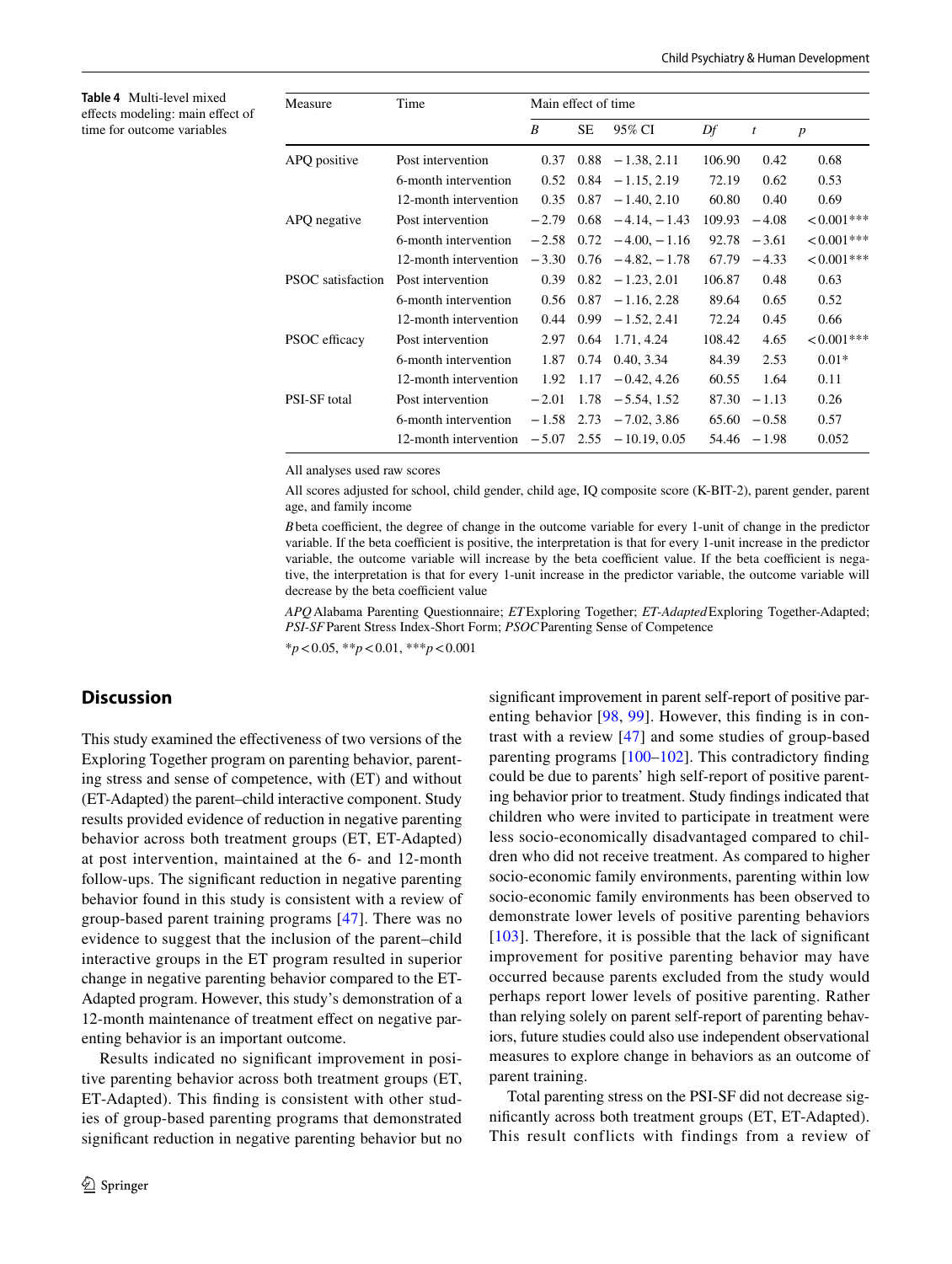**Table 4** Multi-level mixed effects modeling: main effect of time for outcome variables

| Measure | Time | Main effect of time | | | | | |
|---|---|---|---|---|---|---|---|
| | | *B* | SE | 95% CI | *Df* | *t* | *p* |
| APQ positive | Post intervention | 0.37 | 0.88 | − 1.38, 2.11 | 106.90 | 0.42 | 0.68 |
| | 6-month intervention | 0.52 | 0.84 | − 1.15, 2.19 | 72.19 | 0.62 | 0.53 |
| | 12-month intervention | 0.35 | 0.87 | − 1.40, 2.10 | 60.80 | 0.40 | 0.69 |
| APQ negative | Post intervention | − 2.79 | 0.68 | − 4.14, − 1.43 | 109.93 | − 4.08 | < 0.001*** |
| | 6-month intervention | − 2.58 | 0.72 | − 4.00, − 1.16 | 92.78 | − 3.61 | < 0.001*** |
| | 12-month intervention | − 3.30 | 0.76 | − 4.82, − 1.78 | 67.79 | − 4.33 | < 0.001*** |
| PSOC satisfaction | Post intervention | 0.39 | 0.82 | − 1.23, 2.01 | 106.87 | 0.48 | 0.63 |
| | 6-month intervention | 0.56 | 0.87 | − 1.16, 2.28 | 89.64 | 0.65 | 0.52 |
| | 12-month intervention | 0.44 | 0.99 | − 1.52, 2.41 | 72.24 | 0.45 | 0.66 |
| PSOC efficacy | Post intervention | 2.97 | 0.64 | 1.71, 4.24 | 108.42 | 4.65 | < 0.001*** |
| | 6-month intervention | 1.87 | 0.74 | 0.40, 3.34 | 84.39 | 2.53 | 0.01* |
| | 12-month intervention | 1.92 | 1.17 | − 0.42, 4.26 | 60.55 | 1.64 | 0.11 |
| PSI-SF total | Post intervention | − 2.01 | 1.78 | − 5.54, 1.52 | 87.30 | − 1.13 | 0.26 |
| | 6-month intervention | − 1.58 | 2.73 | − 7.02, 3.86 | 65.60 | − 0.58 | 0.57 |
| | 12-month intervention | − 5.07 | 2.55 | − 10.19, 0.05 | 54.46 | − 1.98 | 0.052 |

All analyses used raw scores

All scores adjusted for school, child gender, child age, IQ composite score (K-BIT-2), parent gender, parent age, and family income

*B* beta coefficient, the degree of change in the outcome variable for every 1-unit of change in the predictor variable. If the beta coefficient is positive, the interpretation is that for every 1-unit increase in the predictor variable, the outcome variable will increase by the beta coefficient value. If the beta coefficient is negative, the interpretation is that for every 1-unit increase in the predictor variable, the outcome variable will decrease by the beta coefficient value

*APQ* Alabama Parenting Questionnaire; *ET* Exploring Together; *ET-Adapted* Exploring Together-Adapted; *PSI-SF* Parent Stress Index-Short Form; *PSOC* Parenting Sense of Competence

*$p < 0.05$, **$p < 0.01$, ***$p < 0.001$

## Discussion

This study examined the effectiveness of two versions of the Exploring Together program on parenting behavior, parenting stress and sense of competence, with (ET) and without (ET-Adapted) the parent–child interactive component. Study results provided evidence of reduction in negative parenting behavior across both treatment groups (ET, ET-Adapted) at post intervention, maintained at the 6- and 12-month follow-ups. The significant reduction in negative parenting behavior found in this study is consistent with a review of group-based parent training programs [47]. There was no evidence to suggest that the inclusion of the parent–child interactive groups in the ET program resulted in superior change in negative parenting behavior compared to the ET-Adapted program. However, this study's demonstration of a 12-month maintenance of treatment effect on negative parenting behavior is an important outcome.

Results indicated no significant improvement in positive parenting behavior across both treatment groups (ET, ET-Adapted). This finding is consistent with other studies of group-based parenting programs that demonstrated significant reduction in negative parenting behavior but no significant improvement in parent self-report of positive parenting behavior [98, 99]. However, this finding is in contrast with a review [47] and some studies of group-based parenting programs [100–102]. This contradictory finding could be due to parents' high self-report of positive parenting behavior prior to treatment. Study findings indicated that children who were invited to participate in treatment were less socio-economically disadvantaged compared to children who did not receive treatment. As compared to higher socio-economic family environments, parenting within low socio-economic family environments has been observed to demonstrate lower levels of positive parenting behaviors [103]. Therefore, it is possible that the lack of significant improvement for positive parenting behavior may have occurred because parents excluded from the study would perhaps report lower levels of positive parenting. Rather than relying solely on parent self-report of parenting behaviors, future studies could also use independent observational measures to explore change in behaviors as an outcome of parent training.

Total parenting stress on the PSI-SF did not decrease significantly across both treatment groups (ET, ET-Adapted). This result conflicts with findings from a review of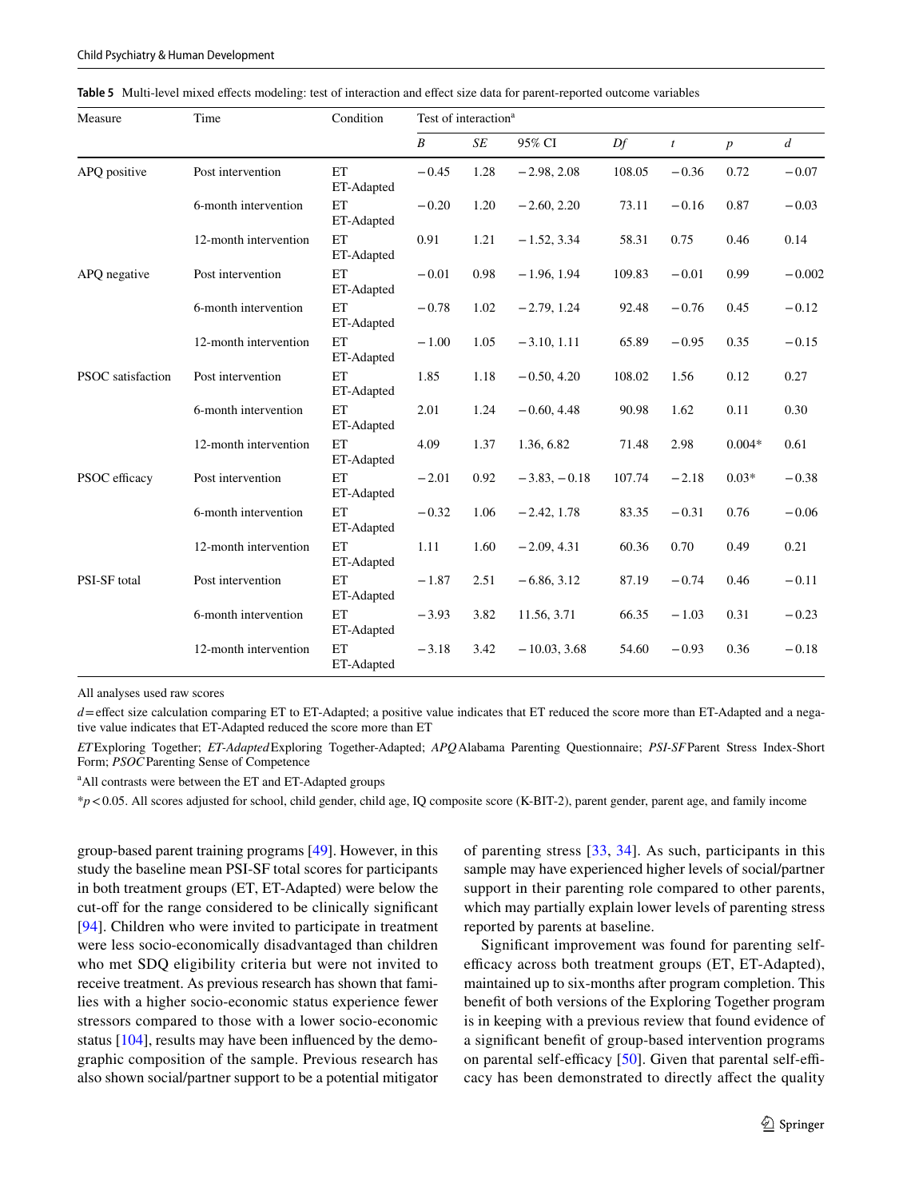**Table 5** Multi-level mixed effects modeling: test of interaction and effect size data for parent-reported outcome variables

| Measure | Time | Condition | Test of interaction[a] | | | | | | |
|---|---|---|---|---|---|---|---|---|---|
| | | | *B* | *SE* | 95% CI | *Df* | *t* | *p* | *d* |
| APQ positive | Post intervention | ET ET-Adapted | −0.45 | 1.28 | −2.98, 2.08 | 108.05 | −0.36 | 0.72 | −0.07 |
| | 6-month intervention | ET ET-Adapted | −0.20 | 1.20 | −2.60, 2.20 | 73.11 | −0.16 | 0.87 | −0.03 |
| | 12-month intervention | ET ET-Adapted | 0.91 | 1.21 | −1.52, 3.34 | 58.31 | 0.75 | 0.46 | 0.14 |
| APQ negative | Post intervention | ET ET-Adapted | −0.01 | 0.98 | −1.96, 1.94 | 109.83 | −0.01 | 0.99 | −0.002 |
| | 6-month intervention | ET ET-Adapted | −0.78 | 1.02 | −2.79, 1.24 | 92.48 | −0.76 | 0.45 | −0.12 |
| | 12-month intervention | ET ET-Adapted | −1.00 | 1.05 | −3.10, 1.11 | 65.89 | −0.95 | 0.35 | −0.15 |
| PSOC satisfaction | Post intervention | ET ET-Adapted | 1.85 | 1.18 | −0.50, 4.20 | 108.02 | 1.56 | 0.12 | 0.27 |
| | 6-month intervention | ET ET-Adapted | 2.01 | 1.24 | −0.60, 4.48 | 90.98 | 1.62 | 0.11 | 0.30 |
| | 12-month intervention | ET ET-Adapted | 4.09 | 1.37 | 1.36, 6.82 | 71.48 | 2.98 | 0.004* | 0.61 |
| PSOC efficacy | Post intervention | ET ET-Adapted | −2.01 | 0.92 | −3.83, −0.18 | 107.74 | −2.18 | 0.03* | −0.38 |
| | 6-month intervention | ET ET-Adapted | −0.32 | 1.06 | −2.42, 1.78 | 83.35 | −0.31 | 0.76 | −0.06 |
| | 12-month intervention | ET ET-Adapted | 1.11 | 1.60 | −2.09, 4.31 | 60.36 | 0.70 | 0.49 | 0.21 |
| PSI-SF total | Post intervention | ET ET-Adapted | −1.87 | 2.51 | −6.86, 3.12 | 87.19 | −0.74 | 0.46 | −0.11 |
| | 6-month intervention | ET ET-Adapted | −3.93 | 3.82 | 11.56, 3.71 | 66.35 | −1.03 | 0.31 | −0.23 |
| | 12-month intervention | ET ET-Adapted | −3.18 | 3.42 | −10.03, 3.68 | 54.60 | −0.93 | 0.36 | −0.18 |

All analyses used raw scores

*d* = effect size calculation comparing ET to ET-Adapted; a positive value indicates that ET reduced the score more than ET-Adapted and a negative value indicates that ET-Adapted reduced the score more than ET

*ET* Exploring Together; *ET-Adapted* Exploring Together-Adapted; *APQ* Alabama Parenting Questionnaire; *PSI-SF* Parent Stress Index-Short Form; *PSOC* Parenting Sense of Competence

[a]All contrasts were between the ET and ET-Adapted groups

*$p < 0.05$. All scores adjusted for school, child gender, child age, IQ composite score (K-BIT-2), parent gender, parent age, and family income

group-based parent training programs [49]. However, in this study the baseline mean PSI-SF total scores for participants in both treatment groups (ET, ET-Adapted) were below the cut-off for the range considered to be clinically significant [94]. Children who were invited to participate in treatment were less socio-economically disadvantaged than children who met SDQ eligibility criteria but were not invited to receive treatment. As previous research has shown that families with a higher socio-economic status experience fewer stressors compared to those with a lower socio-economic status [104], results may have been influenced by the demographic composition of the sample. Previous research has also shown social/partner support to be a potential mitigator of parenting stress [33, 34]. As such, participants in this sample may have experienced higher levels of social/partner support in their parenting role compared to other parents, which may partially explain lower levels of parenting stress reported by parents at baseline.

Significant improvement was found for parenting self-efficacy across both treatment groups (ET, ET-Adapted), maintained up to six-months after program completion. This benefit of both versions of the Exploring Together program is in keeping with a previous review that found evidence of a significant benefit of group-based intervention programs on parental self-efficacy [50]. Given that parental self-efficacy has been demonstrated to directly affect the quality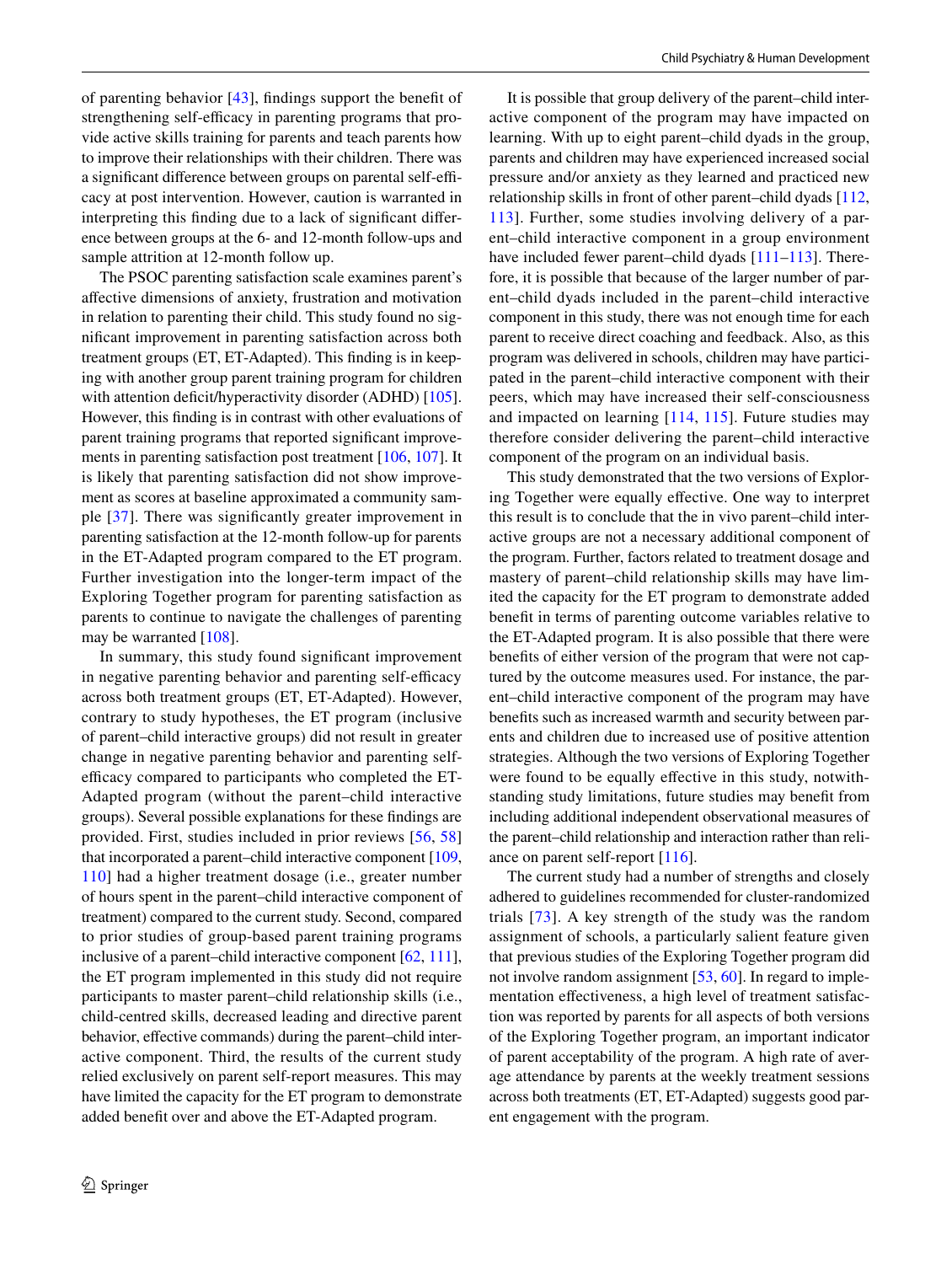of parenting behavior [43], findings support the benefit of strengthening self-efficacy in parenting programs that provide active skills training for parents and teach parents how to improve their relationships with their children. There was a significant difference between groups on parental self-efficacy at post intervention. However, caution is warranted in interpreting this finding due to a lack of significant difference between groups at the 6- and 12-month follow-ups and sample attrition at 12-month follow up.

The PSOC parenting satisfaction scale examines parent's affective dimensions of anxiety, frustration and motivation in relation to parenting their child. This study found no significant improvement in parenting satisfaction across both treatment groups (ET, ET-Adapted). This finding is in keeping with another group parent training program for children with attention deficit/hyperactivity disorder (ADHD) [105]. However, this finding is in contrast with other evaluations of parent training programs that reported significant improvements in parenting satisfaction post treatment [106, 107]. It is likely that parenting satisfaction did not show improvement as scores at baseline approximated a community sample [37]. There was significantly greater improvement in parenting satisfaction at the 12-month follow-up for parents in the ET-Adapted program compared to the ET program. Further investigation into the longer-term impact of the Exploring Together program for parenting satisfaction as parents to continue to navigate the challenges of parenting may be warranted [108].

In summary, this study found significant improvement in negative parenting behavior and parenting self-efficacy across both treatment groups (ET, ET-Adapted). However, contrary to study hypotheses, the ET program (inclusive of parent–child interactive groups) did not result in greater change in negative parenting behavior and parenting self-efficacy compared to participants who completed the ET-Adapted program (without the parent–child interactive groups). Several possible explanations for these findings are provided. First, studies included in prior reviews [56, 58] that incorporated a parent–child interactive component [109, 110] had a higher treatment dosage (i.e., greater number of hours spent in the parent–child interactive component of treatment) compared to the current study. Second, compared to prior studies of group-based parent training programs inclusive of a parent–child interactive component [62, 111], the ET program implemented in this study did not require participants to master parent–child relationship skills (i.e., child-centred skills, decreased leading and directive parent behavior, effective commands) during the parent–child interactive component. Third, the results of the current study relied exclusively on parent self-report measures. This may have limited the capacity for the ET program to demonstrate added benefit over and above the ET-Adapted program.

It is possible that group delivery of the parent–child interactive component of the program may have impacted on learning. With up to eight parent–child dyads in the group, parents and children may have experienced increased social pressure and/or anxiety as they learned and practiced new relationship skills in front of other parent–child dyads [112, 113]. Further, some studies involving delivery of a parent–child interactive component in a group environment have included fewer parent–child dyads [111–113]. Therefore, it is possible that because of the larger number of parent–child dyads included in the parent–child interactive component in this study, there was not enough time for each parent to receive direct coaching and feedback. Also, as this program was delivered in schools, children may have participated in the parent–child interactive component with their peers, which may have increased their self-consciousness and impacted on learning [114, 115]. Future studies may therefore consider delivering the parent–child interactive component of the program on an individual basis.

This study demonstrated that the two versions of Exploring Together were equally effective. One way to interpret this result is to conclude that the in vivo parent–child interactive groups are not a necessary additional component of the program. Further, factors related to treatment dosage and mastery of parent–child relationship skills may have limited the capacity for the ET program to demonstrate added benefit in terms of parenting outcome variables relative to the ET-Adapted program. It is also possible that there were benefits of either version of the program that were not captured by the outcome measures used. For instance, the parent–child interactive component of the program may have benefits such as increased warmth and security between parents and children due to increased use of positive attention strategies. Although the two versions of Exploring Together were found to be equally effective in this study, notwithstanding study limitations, future studies may benefit from including additional independent observational measures of the parent–child relationship and interaction rather than reliance on parent self-report [116].

The current study had a number of strengths and closely adhered to guidelines recommended for cluster-randomized trials [73]. A key strength of the study was the random assignment of schools, a particularly salient feature given that previous studies of the Exploring Together program did not involve random assignment [53, 60]. In regard to implementation effectiveness, a high level of treatment satisfaction was reported by parents for all aspects of both versions of the Exploring Together program, an important indicator of parent acceptability of the program. A high rate of average attendance by parents at the weekly treatment sessions across both treatments (ET, ET-Adapted) suggests good parent engagement with the program.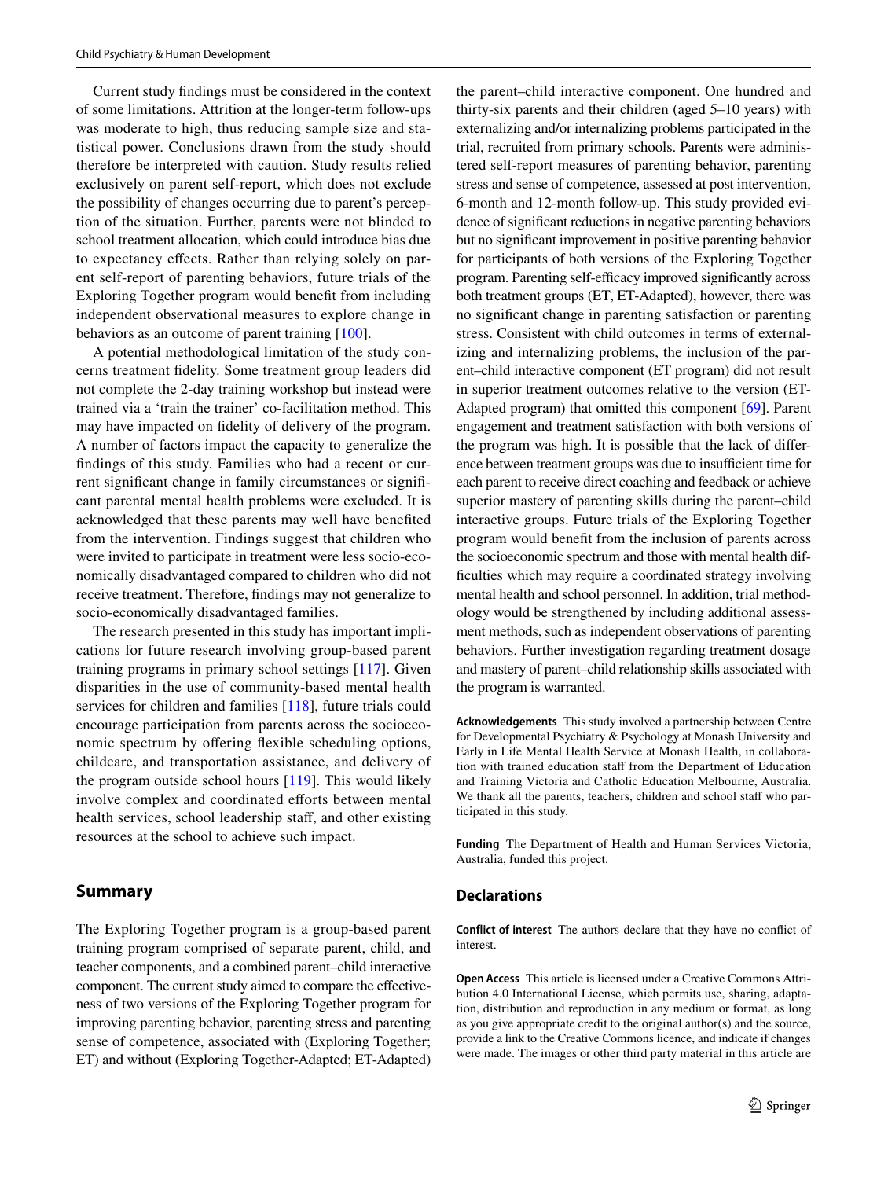Current study findings must be considered in the context of some limitations. Attrition at the longer-term follow-ups was moderate to high, thus reducing sample size and statistical power. Conclusions drawn from the study should therefore be interpreted with caution. Study results relied exclusively on parent self-report, which does not exclude the possibility of changes occurring due to parent's perception of the situation. Further, parents were not blinded to school treatment allocation, which could introduce bias due to expectancy effects. Rather than relying solely on parent self-report of parenting behaviors, future trials of the Exploring Together program would benefit from including independent observational measures to explore change in behaviors as an outcome of parent training [100].

A potential methodological limitation of the study concerns treatment fidelity. Some treatment group leaders did not complete the 2-day training workshop but instead were trained via a 'train the trainer' co-facilitation method. This may have impacted on fidelity of delivery of the program. A number of factors impact the capacity to generalize the findings of this study. Families who had a recent or current significant change in family circumstances or significant parental mental health problems were excluded. It is acknowledged that these parents may well have benefited from the intervention. Findings suggest that children who were invited to participate in treatment were less socio-economically disadvantaged compared to children who did not receive treatment. Therefore, findings may not generalize to socio-economically disadvantaged families.

The research presented in this study has important implications for future research involving group-based parent training programs in primary school settings [117]. Given disparities in the use of community-based mental health services for children and families [118], future trials could encourage participation from parents across the socioeconomic spectrum by offering flexible scheduling options, childcare, and transportation assistance, and delivery of the program outside school hours [119]. This would likely involve complex and coordinated efforts between mental health services, school leadership staff, and other existing resources at the school to achieve such impact.

## Summary

The Exploring Together program is a group-based parent training program comprised of separate parent, child, and teacher components, and a combined parent–child interactive component. The current study aimed to compare the effectiveness of two versions of the Exploring Together program for improving parenting behavior, parenting stress and parenting sense of competence, associated with (Exploring Together; ET) and without (Exploring Together-Adapted; ET-Adapted) the parent–child interactive component. One hundred and thirty-six parents and their children (aged 5–10 years) with externalizing and/or internalizing problems participated in the trial, recruited from primary schools. Parents were administered self-report measures of parenting behavior, parenting stress and sense of competence, assessed at post intervention, 6-month and 12-month follow-up. This study provided evidence of significant reductions in negative parenting behaviors but no significant improvement in positive parenting behavior for participants of both versions of the Exploring Together program. Parenting self-efficacy improved significantly across both treatment groups (ET, ET-Adapted), however, there was no significant change in parenting satisfaction or parenting stress. Consistent with child outcomes in terms of externalizing and internalizing problems, the inclusion of the parent–child interactive component (ET program) did not result in superior treatment outcomes relative to the version (ET-Adapted program) that omitted this component [69]. Parent engagement and treatment satisfaction with both versions of the program was high. It is possible that the lack of difference between treatment groups was due to insufficient time for each parent to receive direct coaching and feedback or achieve superior mastery of parenting skills during the parent–child interactive groups. Future trials of the Exploring Together program would benefit from the inclusion of parents across the socioeconomic spectrum and those with mental health difficulties which may require a coordinated strategy involving mental health and school personnel. In addition, trial methodology would be strengthened by including additional assessment methods, such as independent observations of parenting behaviors. Further investigation regarding treatment dosage and mastery of parent–child relationship skills associated with the program is warranted.

**Acknowledgements** This study involved a partnership between Centre for Developmental Psychiatry & Psychology at Monash University and Early in Life Mental Health Service at Monash Health, in collaboration with trained education staff from the Department of Education and Training Victoria and Catholic Education Melbourne, Australia. We thank all the parents, teachers, children and school staff who participated in this study.

**Funding** The Department of Health and Human Services Victoria, Australia, funded this project.

## Declarations

**Conflict of interest** The authors declare that they have no conflict of interest.

**Open Access** This article is licensed under a Creative Commons Attribution 4.0 International License, which permits use, sharing, adaptation, distribution and reproduction in any medium or format, as long as you give appropriate credit to the original author(s) and the source, provide a link to the Creative Commons licence, and indicate if changes were made. The images or other third party material in this article are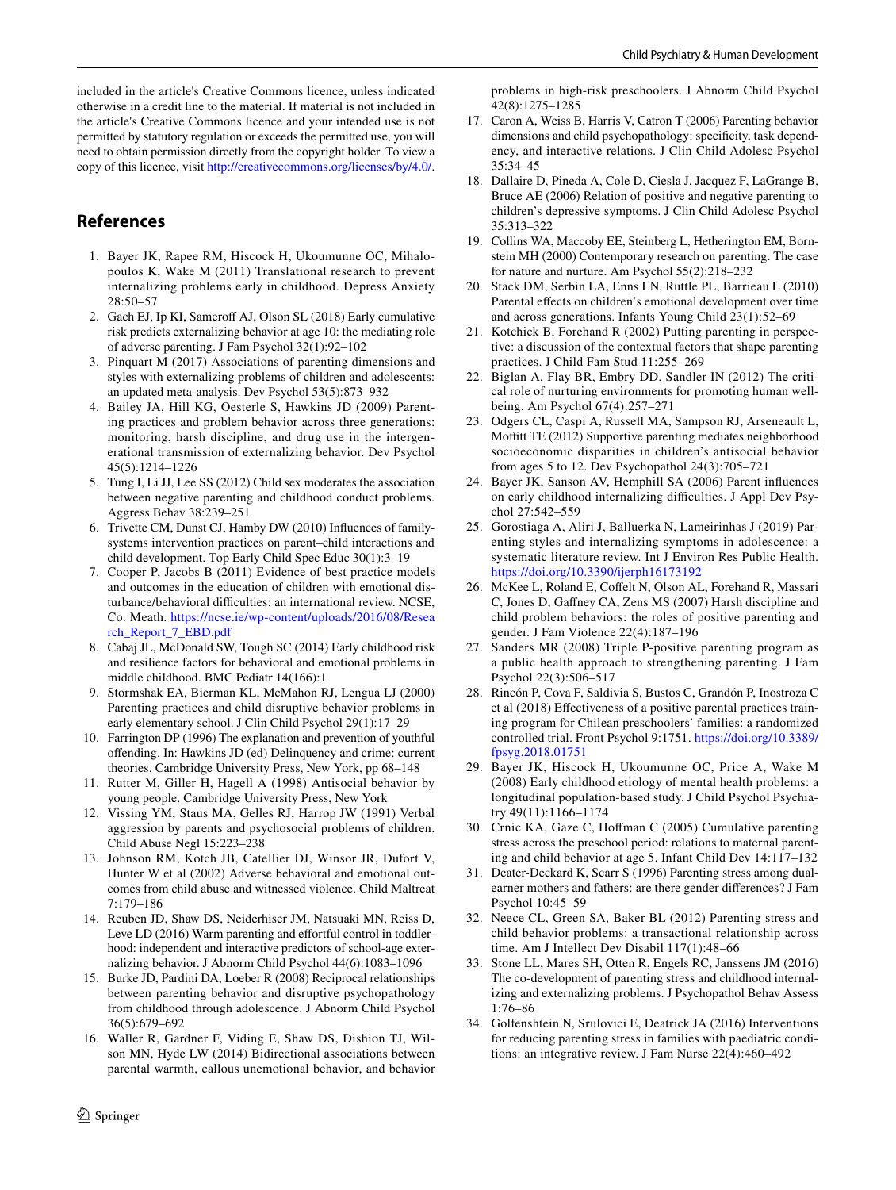included in the article's Creative Commons licence, unless indicated otherwise in a credit line to the material. If material is not included in the article's Creative Commons licence and your intended use is not permitted by statutory regulation or exceeds the permitted use, you will need to obtain permission directly from the copyright holder. To view a copy of this licence, visit http://creativecommons.org/licenses/by/4.0/.

## References

1. Bayer JK, Rapee RM, Hiscock H, Ukoumunne OC, Mihalopoulos K, Wake M (2011) Translational research to prevent internalizing problems early in childhood. Depress Anxiety 28:50–57
2. Gach EJ, Ip KI, Sameroff AJ, Olson SL (2018) Early cumulative risk predicts externalizing behavior at age 10: the mediating role of adverse parenting. J Fam Psychol 32(1):92–102
3. Pinquart M (2017) Associations of parenting dimensions and styles with externalizing problems of children and adolescents: an updated meta-analysis. Dev Psychol 53(5):873–932
4. Bailey JA, Hill KG, Oesterle S, Hawkins JD (2009) Parenting practices and problem behavior across three generations: monitoring, harsh discipline, and drug use in the intergenerational transmission of externalizing behavior. Dev Psychol 45(5):1214–1226
5. Tung I, Li JJ, Lee SS (2012) Child sex moderates the association between negative parenting and childhood conduct problems. Aggress Behav 38:239–251
6. Trivette CM, Dunst CJ, Hamby DW (2010) Influences of family-systems intervention practices on parent–child interactions and child development. Top Early Child Spec Educ 30(1):3–19
7. Cooper P, Jacobs B (2011) Evidence of best practice models and outcomes in the education of children with emotional disturbance/behavioral difficulties: an international review. NCSE, Co. Meath. https://ncse.ie/wp-content/uploads/2016/08/Research_Report_7_EBD.pdf
8. Cabaj JL, McDonald SW, Tough SC (2014) Early childhood risk and resilience factors for behavioral and emotional problems in middle childhood. BMC Pediatr 14(166):1
9. Stormshak EA, Bierman KL, McMahon RJ, Lengua LJ (2000) Parenting practices and child disruptive behavior problems in early elementary school. J Clin Child Psychol 29(1):17–29
10. Farrington DP (1996) The explanation and prevention of youthful offending. In: Hawkins JD (ed) Delinquency and crime: current theories. Cambridge University Press, New York, pp 68–148
11. Rutter M, Giller H, Hagell A (1998) Antisocial behavior by young people. Cambridge University Press, New York
12. Vissing YM, Staus MA, Gelles RJ, Harrop JW (1991) Verbal aggression by parents and psychosocial problems of children. Child Abuse Negl 15:223–238
13. Johnson RM, Kotch JB, Catellier DJ, Winsor JR, Dufort V, Hunter W et al (2002) Adverse behavioral and emotional outcomes from child abuse and witnessed violence. Child Maltreat 7:179–186
14. Reuben JD, Shaw DS, Neiderhiser JM, Natsuaki MN, Reiss D, Leve LD (2016) Warm parenting and effortful control in toddlerhood: independent and interactive predictors of school-age externalizing behavior. J Abnorm Child Psychol 44(6):1083–1096
15. Burke JD, Pardini DA, Loeber R (2008) Reciprocal relationships between parenting behavior and disruptive psychopathology from childhood through adolescence. J Abnorm Child Psychol 36(5):679–692
16. Waller R, Gardner F, Viding E, Shaw DS, Dishion TJ, Wilson MN, Hyde LW (2014) Bidirectional associations between parental warmth, callous unemotional behavior, and behavior problems in high-risk preschoolers. J Abnorm Child Psychol 42(8):1275–1285
17. Caron A, Weiss B, Harris V, Catron T (2006) Parenting behavior dimensions and child psychopathology: specificity, task dependency, and interactive relations. J Clin Child Adolesc Psychol 35:34–45
18. Dallaire D, Pineda A, Cole D, Ciesla J, Jacquez F, LaGrange B, Bruce AE (2006) Relation of positive and negative parenting to children's depressive symptoms. J Clin Child Adolesc Psychol 35:313–322
19. Collins WA, Maccoby EE, Steinberg L, Hetherington EM, Bornstein MH (2000) Contemporary research on parenting. The case for nature and nurture. Am Psychol 55(2):218–232
20. Stack DM, Serbin LA, Enns LN, Ruttle PL, Barrieau L (2010) Parental effects on children's emotional development over time and across generations. Infants Young Child 23(1):52–69
21. Kotchick B, Forehand R (2002) Putting parenting in perspective: a discussion of the contextual factors that shape parenting practices. J Child Fam Stud 11:255–269
22. Biglan A, Flay BR, Embry DD, Sandler IN (2012) The critical role of nurturing environments for promoting human wellbeing. Am Psychol 67(4):257–271
23. Odgers CL, Caspi A, Russell MA, Sampson RJ, Arseneault L, Moffitt TE (2012) Supportive parenting mediates neighborhood socioeconomic disparities in children's antisocial behavior from ages 5 to 12. Dev Psychopathol 24(3):705–721
24. Bayer JK, Sanson AV, Hemphill SA (2006) Parent influences on early childhood internalizing difficulties. J Appl Dev Psychol 27:542–559
25. Gorostiaga A, Aliri J, Balluerka N, Lameirinhas J (2019) Parenting styles and internalizing symptoms in adolescence: a systematic literature review. Int J Environ Res Public Health. https://doi.org/10.3390/ijerph16173192
26. McKee L, Roland E, Coffelt N, Olson AL, Forehand R, Massari C, Jones D, Gaffney CA, Zens MS (2007) Harsh discipline and child problem behaviors: the roles of positive parenting and gender. J Fam Violence 22(4):187–196
27. Sanders MR (2008) Triple P-positive parenting program as a public health approach to strengthening parenting. J Fam Psychol 22(3):506–517
28. Rincón P, Cova F, Saldivia S, Bustos C, Grandón P, Inostroza C et al (2018) Effectiveness of a positive parental practices training program for Chilean preschoolers' families: a randomized controlled trial. Front Psychol 9:1751. https://doi.org/10.3389/fpsyg.2018.01751
29. Bayer JK, Hiscock H, Ukoumunne OC, Price A, Wake M (2008) Early childhood etiology of mental health problems: a longitudinal population-based study. J Child Psychol Psychiatry 49(11):1166–1174
30. Crnic KA, Gaze C, Hoffman C (2005) Cumulative parenting stress across the preschool period: relations to maternal parenting and child behavior at age 5. Infant Child Dev 14:117–132
31. Deater-Deckard K, Scarr S (1996) Parenting stress among dual-earner mothers and fathers: are there gender differences? J Fam Psychol 10:45–59
32. Neece CL, Green SA, Baker BL (2012) Parenting stress and child behavior problems: a transactional relationship across time. Am J Intellect Dev Disabil 117(1):48–66
33. Stone LL, Mares SH, Otten R, Engels RC, Janssens JM (2016) The co-development of parenting stress and childhood internalizing and externalizing problems. J Psychopathol Behav Assess 1:76–86
34. Golfenshtein N, Srulovici E, Deatrick JA (2016) Interventions for reducing parenting stress in families with paediatric conditions: an integrative review. J Fam Nurse 22(4):460–492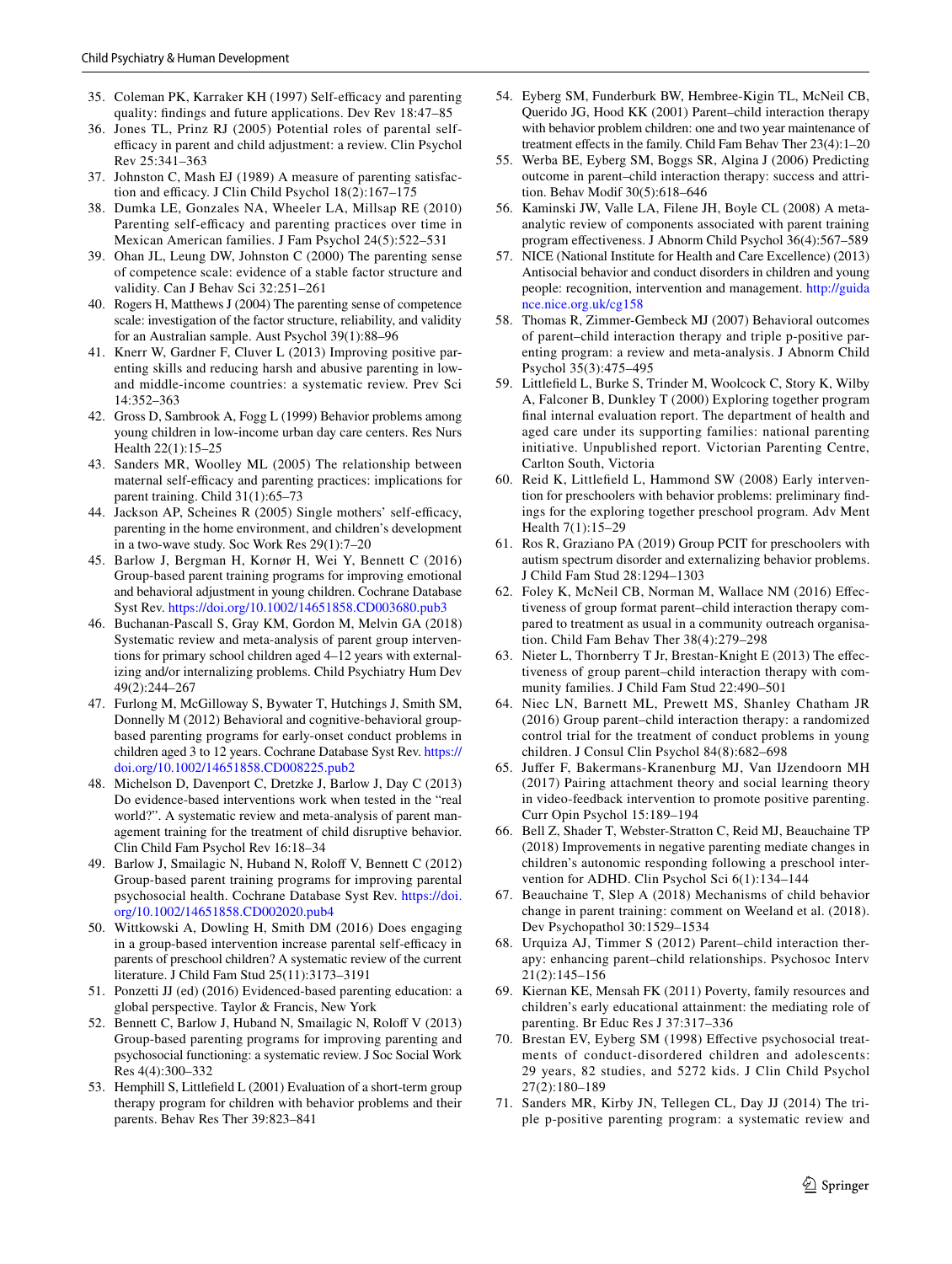35. Coleman PK, Karraker KH (1997) Self-efficacy and parenting quality: findings and future applications. Dev Rev 18:47–85
36. Jones TL, Prinz RJ (2005) Potential roles of parental self-efficacy in parent and child adjustment: a review. Clin Psychol Rev 25:341–363
37. Johnston C, Mash EJ (1989) A measure of parenting satisfaction and efficacy. J Clin Child Psychol 18(2):167–175
38. Dumka LE, Gonzales NA, Wheeler LA, Millsap RE (2010) Parenting self-efficacy and parenting practices over time in Mexican American families. J Fam Psychol 24(5):522–531
39. Ohan JL, Leung DW, Johnston C (2000) The parenting sense of competence scale: evidence of a stable factor structure and validity. Can J Behav Sci 32:251–261
40. Rogers H, Matthews J (2004) The parenting sense of competence scale: investigation of the factor structure, reliability, and validity for an Australian sample. Aust Psychol 39(1):88–96
41. Knerr W, Gardner F, Cluver L (2013) Improving positive parenting skills and reducing harsh and abusive parenting in low- and middle-income countries: a systematic review. Prev Sci 14:352–363
42. Gross D, Sambrook A, Fogg L (1999) Behavior problems among young children in low-income urban day care centers. Res Nurs Health 22(1):15–25
43. Sanders MR, Woolley ML (2005) The relationship between maternal self-efficacy and parenting practices: implications for parent training. Child 31(1):65–73
44. Jackson AP, Scheines R (2005) Single mothers' self-efficacy, parenting in the home environment, and children's development in a two-wave study. Soc Work Res 29(1):7–20
45. Barlow J, Bergman H, Kornør H, Wei Y, Bennett C (2016) Group-based parent training programs for improving emotional and behavioral adjustment in young children. Cochrane Database Syst Rev. https://doi.org/10.1002/14651858.CD003680.pub3
46. Buchanan-Pascall S, Gray KM, Gordon M, Melvin GA (2018) Systematic review and meta-analysis of parent group interventions for primary school children aged 4–12 years with externalizing and/or internalizing problems. Child Psychiatry Hum Dev 49(2):244–267
47. Furlong M, McGilloway S, Bywater T, Hutchings J, Smith SM, Donnelly M (2012) Behavioral and cognitive-behavioral group-based parenting programs for early-onset conduct problems in children aged 3 to 12 years. Cochrane Database Syst Rev. https://doi.org/10.1002/14651858.CD008225.pub2
48. Michelson D, Davenport C, Dretzke J, Barlow J, Day C (2013) Do evidence-based interventions work when tested in the "real world?". A systematic review and meta-analysis of parent management training for the treatment of child disruptive behavior. Clin Child Fam Psychol Rev 16:18–34
49. Barlow J, Smailagic N, Huband N, Roloff V, Bennett C (2012) Group-based parent training programs for improving parental psychosocial health. Cochrane Database Syst Rev. https://doi.org/10.1002/14651858.CD002020.pub4
50. Wittkowski A, Dowling H, Smith DM (2016) Does engaging in a group-based intervention increase parental self-efficacy in parents of preschool children? A systematic review of the current literature. J Child Fam Stud 25(11):3173–3191
51. Ponzetti JJ (ed) (2016) Evidenced-based parenting education: a global perspective. Taylor & Francis, New York
52. Bennett C, Barlow J, Huband N, Smailagic N, Roloff V (2013) Group-based parenting programs for improving parenting and psychosocial functioning: a systematic review. J Soc Social Work Res 4(4):300–332
53. Hemphill S, Littlefield L (2001) Evaluation of a short-term group therapy program for children with behavior problems and their parents. Behav Res Ther 39:823–841
54. Eyberg SM, Funderburk BW, Hembree-Kigin TL, McNeil CB, Querido JG, Hood KK (2001) Parent–child interaction therapy with behavior problem children: one and two year maintenance of treatment effects in the family. Child Fam Behav Ther 23(4):1–20
55. Werba BE, Eyberg SM, Boggs SR, Algina J (2006) Predicting outcome in parent–child interaction therapy: success and attrition. Behav Modif 30(5):618–646
56. Kaminski JW, Valle LA, Filene JH, Boyle CL (2008) A meta-analytic review of components associated with parent training program effectiveness. J Abnorm Child Psychol 36(4):567–589
57. NICE (National Institute for Health and Care Excellence) (2013) Antisocial behavior and conduct disorders in children and young people: recognition, intervention and management. http://guidance.nice.org.uk/cg158
58. Thomas R, Zimmer-Gembeck MJ (2007) Behavioral outcomes of parent–child interaction therapy and triple p-positive parenting program: a review and meta-analysis. J Abnorm Child Psychol 35(3):475–495
59. Littlefield L, Burke S, Trinder M, Woolcock C, Story K, Wilby A, Falconer B, Dunkley T (2000) Exploring together program final internal evaluation report. The department of health and aged care under its supporting families: national parenting initiative. Unpublished report. Victorian Parenting Centre, Carlton South, Victoria
60. Reid K, Littlefield L, Hammond SW (2008) Early intervention for preschoolers with behavior problems: preliminary findings for the exploring together preschool program. Adv Ment Health 7(1):15–29
61. Ros R, Graziano PA (2019) Group PCIT for preschoolers with autism spectrum disorder and externalizing behavior problems. J Child Fam Stud 28:1294–1303
62. Foley K, McNeil CB, Norman M, Wallace NM (2016) Effectiveness of group format parent–child interaction therapy compared to treatment as usual in a community outreach organisation. Child Fam Behav Ther 38(4):279–298
63. Nieter L, Thornberry T Jr, Brestan-Knight E (2013) The effectiveness of group parent–child interaction therapy with community families. J Child Fam Stud 22:490–501
64. Niec LN, Barnett ML, Prewett MS, Shanley Chatham JR (2016) Group parent–child interaction therapy: a randomized control trial for the treatment of conduct problems in young children. J Consul Clin Psychol 84(8):682–698
65. Juffer F, Bakermans-Kranenburg MJ, Van IJzendoorn MH (2017) Pairing attachment theory and social learning theory in video-feedback intervention to promote positive parenting. Curr Opin Psychol 15:189–194
66. Bell Z, Shader T, Webster-Stratton C, Reid MJ, Beauchaine TP (2018) Improvements in negative parenting mediate changes in children's autonomic responding following a preschool intervention for ADHD. Clin Psychol Sci 6(1):134–144
67. Beauchaine T, Slep A (2018) Mechanisms of child behavior change in parent training: comment on Weeland et al. (2018). Dev Psychopathol 30:1529–1534
68. Urquiza AJ, Timmer S (2012) Parent–child interaction therapy: enhancing parent–child relationships. Psychosoc Interv 21(2):145–156
69. Kiernan KE, Mensah FK (2011) Poverty, family resources and children's early educational attainment: the mediating role of parenting. Br Educ Res J 37:317–336
70. Brestan EV, Eyberg SM (1998) Effective psychosocial treatments of conduct-disordered children and adolescents: 29 years, 82 studies, and 5272 kids. J Clin Child Psychol 27(2):180–189
71. Sanders MR, Kirby JN, Tellegen CL, Day JJ (2014) The triple p-positive parenting program: a systematic review and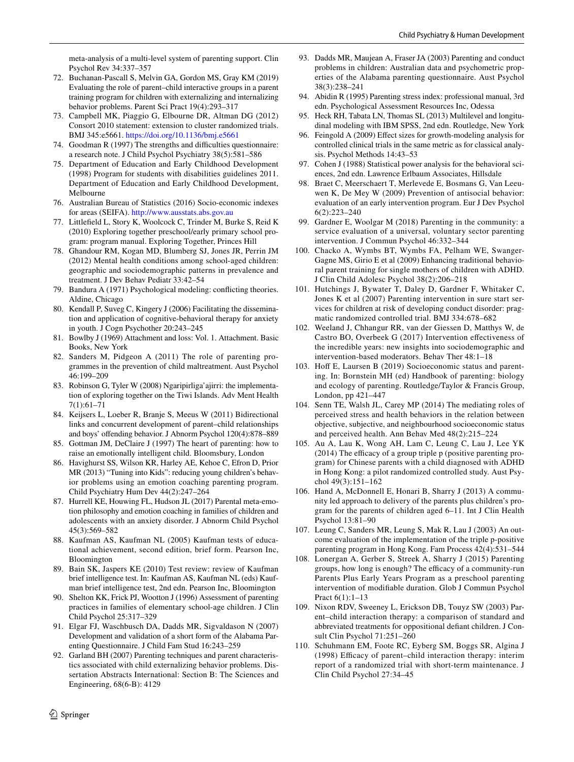meta-analysis of a multi-level system of parenting support. Clin Psychol Rev 34:337–357

72. Buchanan-Pascall S, Melvin GA, Gordon MS, Gray KM (2019) Evaluating the role of parent–child interactive groups in a parent training program for children with externalizing and internalizing behavior problems. Parent Sci Pract 19(4):293–317
73. Campbell MK, Piaggio G, Elbourne DR, Altman DG (2012) Consort 2010 statement: extension to cluster randomized trials. BMJ 345:e5661. https://doi.org/10.1136/bmj.e5661
74. Goodman R (1997) The strengths and difficulties questionnaire: a research note. J Child Psychol Psychiatry 38(5):581–586
75. Department of Education and Early Childhood Development (1998) Program for students with disabilities guidelines 2011. Department of Education and Early Childhood Development, Melbourne
76. Australian Bureau of Statistics (2016) Socio-economic indexes for areas (SEIFA). http://www.ausstats.abs.gov.au
77. Littlefield L, Story K, Woolcock C, Trinder M, Burke S, Reid K (2010) Exploring together preschool/early primary school program: program manual. Exploring Together, Princes Hill
78. Ghandour RM, Kogan MD, Blumberg SJ, Jones JR, Perrin JM (2012) Mental health conditions among school-aged children: geographic and sociodemographic patterns in prevalence and treatment. J Dev Behav Pediatr 33:42–54
79. Bandura A (1971) Psychological modeling: conflicting theories. Aldine, Chicago
80. Kendall P, Suveg C, Kingery J (2006) Facilitating the dissemination and application of cognitive-behavioral therapy for anxiety in youth. J Cogn Psychother 20:243–245
81. Bowlby J (1969) Attachment and loss: Vol. 1. Attachment. Basic Books, New York
82. Sanders M, Pidgeon A (2011) The role of parenting programmes in the prevention of child maltreatment. Aust Psychol 46:199–209
83. Robinson G, Tyler W (2008) Ngaripirliga'ajirri: the implementation of exploring together on the Tiwi Islands. Adv Ment Health 7(1):61–71
84. Keijsers L, Loeber R, Branje S, Meeus W (2011) Bidirectional links and concurrent development of parent–child relationships and boys' offending behavior. J Abnorm Psychol 120(4):878–889
85. Gottman JM, DeClaire J (1997) The heart of parenting: how to raise an emotionally intelligent child. Bloomsbury, London
86. Havighurst SS, Wilson KR, Harley AE, Kehoe C, Efron D, Prior MR (2013) "Tuning into Kids": reducing young children's behavior problems using an emotion coaching parenting program. Child Psychiatry Hum Dev 44(2):247–264
87. Hurrell KE, Houwing FL, Hudson JL (2017) Parental meta-emotion philosophy and emotion coaching in families of children and adolescents with an anxiety disorder. J Abnorm Child Psychol 45(3):569–582
88. Kaufman AS, Kaufman NL (2005) Kaufman tests of educational achievement, second edition, brief form. Pearson Inc, Bloomington
89. Bain SK, Jaspers KE (2010) Test review: review of Kaufman brief intelligence test. In: Kaufman AS, Kaufman NL (eds) Kaufman brief intelligence test, 2nd edn. Pearson Inc, Bloomington
90. Shelton KK, Frick PJ, Wootton J (1996) Assessment of parenting practices in families of elementary school-age children. J Clin Child Psychol 25:317–329
91. Elgar FJ, Waschbusch DA, Dadds MR, Sigvaldason N (2007) Development and validation of a short form of the Alabama Parenting Questionnaire. J Child Fam Stud 16:243–259
92. Garland BH (2007) Parenting techniques and parent characteristics associated with child externalizing behavior problems. Dissertation Abstracts International: Section B: The Sciences and Engineering, 68(6-B): 4129
93. Dadds MR, Maujean A, Fraser JA (2003) Parenting and conduct problems in children: Australian data and psychometric properties of the Alabama parenting questionnaire. Aust Psychol 38(3):238–241
94. Abidin R (1995) Parenting stress index: professional manual, 3rd edn. Psychological Assessment Resources Inc, Odessa
95. Heck RH, Tabata LN, Thomas SL (2013) Multilevel and longitudinal modeling with IBM SPSS, 2nd edn. Routledge, New York
96. Feingold A (2009) Effect sizes for growth-modeling analysis for controlled clinical trials in the same metric as for classical analysis. Psychol Methods 14:43–53
97. Cohen J (1988) Statistical power analysis for the behavioral sciences, 2nd edn. Lawrence Erlbaum Associates, Hillsdale
98. Braet C, Meerschaert T, Merlevede E, Bosmans G, Van Leeuwen K, De Mey W (2009) Prevention of antisocial behavior: evaluation of an early intervention program. Eur J Dev Psychol 6(2):223–240
99. Gardner E, Woolgar M (2018) Parenting in the community: a service evaluation of a universal, voluntary sector parenting intervention. J Commun Psychol 46:332–344
100. Chacko A, Wymbs BT, Wymbs FA, Pelham WE, Swanger-Gagne MS, Girio E et al (2009) Enhancing traditional behavioral parent training for single mothers of children with ADHD. J Clin Child Adolesc Psychol 38(2):206–218
101. Hutchings J, Bywater T, Daley D, Gardner F, Whitaker C, Jones K et al (2007) Parenting intervention in sure start services for children at risk of developing conduct disorder: pragmatic randomized controlled trial. BMJ 334:678–682
102. Weeland J, Chhangur RR, van der Giessen D, Matthys W, de Castro BO, Overbeek G (2017) Intervention effectiveness of the incredible years: new insights into sociodemographic and intervention-based moderators. Behav Ther 48:1–18
103. Hoff E, Laursen B (2019) Socioeconomic status and parenting. In: Bornstein MH (ed) Handbook of parenting: biology and ecology of parenting. Routledge/Taylor & Francis Group, London, pp 421–447
104. Senn TE, Walsh JL, Carey MP (2014) The mediating roles of perceived stress and health behaviors in the relation between objective, subjective, and neighbourhood socioeconomic status and perceived health. Ann Behav Med 48(2):215–224
105. Au A, Lau K, Wong AH, Lam C, Leung C, Lau J, Lee YK (2014) The efficacy of a group triple p (positive parenting program) for Chinese parents with a child diagnosed with ADHD in Hong Kong: a pilot randomized controlled study. Aust Psychol 49(3):151–162
106. Hand A, McDonnell E, Honari B, Sharry J (2013) A community led approach to delivery of the parents plus children's program for the parents of children aged 6–11. Int J Clin Health Psychol 13:81–90
107. Leung C, Sanders MR, Leung S, Mak R, Lau J (2003) An outcome evaluation of the implementation of the triple p-positive parenting program in Hong Kong. Fam Process 42(4):531–544
108. Lonergan A, Gerber S, Streek A, Sharry J (2015) Parenting groups, how long is enough? The efficacy of a community-run Parents Plus Early Years Program as a preschool parenting intervention of modifiable duration. Glob J Commun Psychol Pract 6(1):1–13
109. Nixon RDV, Sweeney L, Erickson DB, Touyz SW (2003) Parent–child interaction therapy: a comparison of standard and abbreviated treatments for oppositional defiant children. J Consult Clin Psychol 71:251–260
110. Schuhmann EM, Foote RC, Eyberg SM, Boggs SR, Algina J (1998) Efficacy of parent–child interaction therapy: interim report of a randomized trial with short-term maintenance. J Clin Child Psychol 27:34–45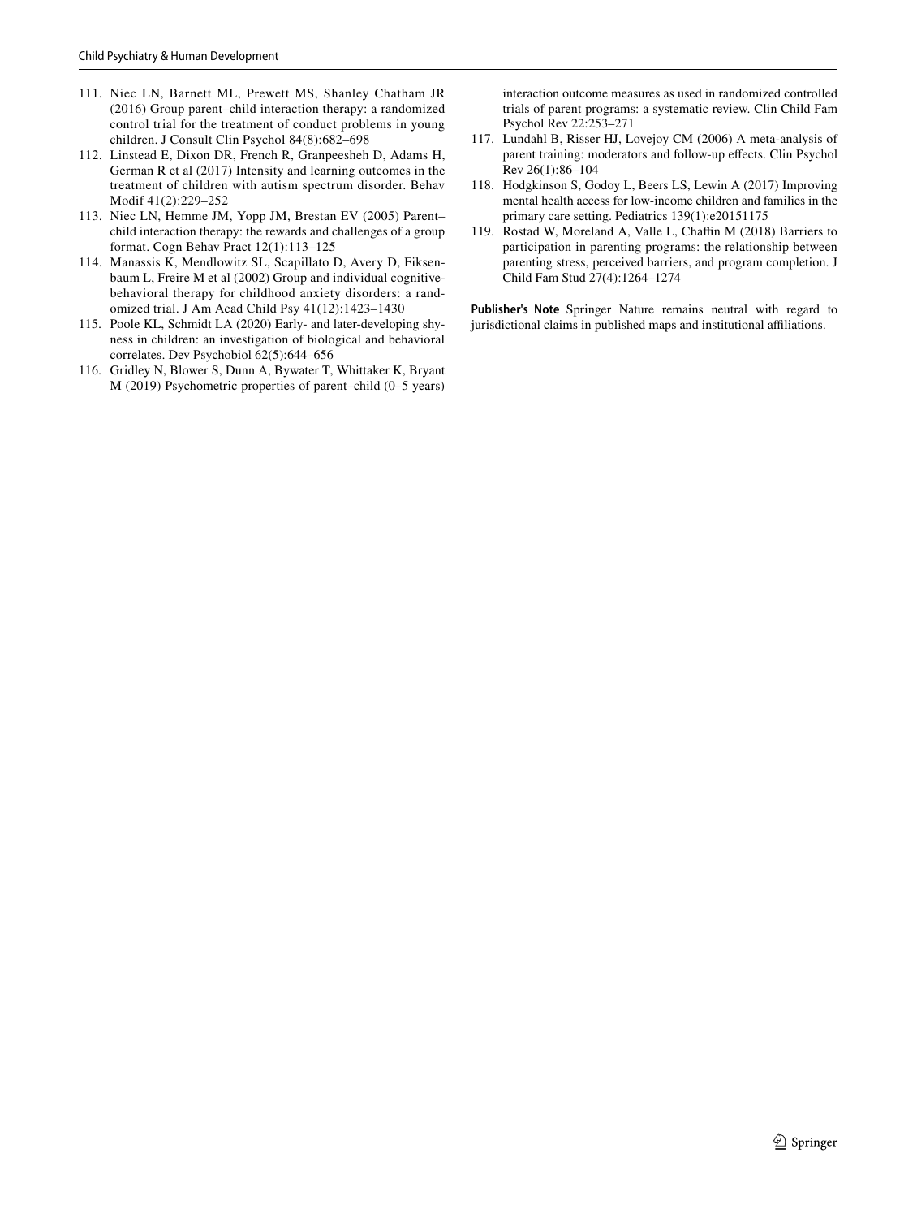111. Niec LN, Barnett ML, Prewett MS, Shanley Chatham JR (2016) Group parent–child interaction therapy: a randomized control trial for the treatment of conduct problems in young children. J Consult Clin Psychol 84(8):682–698
112. Linstead E, Dixon DR, French R, Granpeesheh D, Adams H, German R et al (2017) Intensity and learning outcomes in the treatment of children with autism spectrum disorder. Behav Modif 41(2):229–252
113. Niec LN, Hemme JM, Yopp JM, Brestan EV (2005) Parent–child interaction therapy: the rewards and challenges of a group format. Cogn Behav Pract 12(1):113–125
114. Manassis K, Mendlowitz SL, Scapillato D, Avery D, Fiksenbaum L, Freire M et al (2002) Group and individual cognitive-behavioral therapy for childhood anxiety disorders: a randomized trial. J Am Acad Child Psy 41(12):1423–1430
115. Poole KL, Schmidt LA (2020) Early- and later-developing shyness in children: an investigation of biological and behavioral correlates. Dev Psychobiol 62(5):644–656
116. Gridley N, Blower S, Dunn A, Bywater T, Whittaker K, Bryant M (2019) Psychometric properties of parent–child (0–5 years) interaction outcome measures as used in randomized controlled trials of parent programs: a systematic review. Clin Child Fam Psychol Rev 22:253–271
117. Lundahl B, Risser HJ, Lovejoy CM (2006) A meta-analysis of parent training: moderators and follow-up effects. Clin Psychol Rev 26(1):86–104
118. Hodgkinson S, Godoy L, Beers LS, Lewin A (2017) Improving mental health access for low-income children and families in the primary care setting. Pediatrics 139(1):e20151175
119. Rostad W, Moreland A, Valle L, Chaffin M (2018) Barriers to participation in parenting programs: the relationship between parenting stress, perceived barriers, and program completion. J Child Fam Stud 27(4):1264–1274

**Publisher's Note** Springer Nature remains neutral with regard to jurisdictional claims in published maps and institutional affiliations.